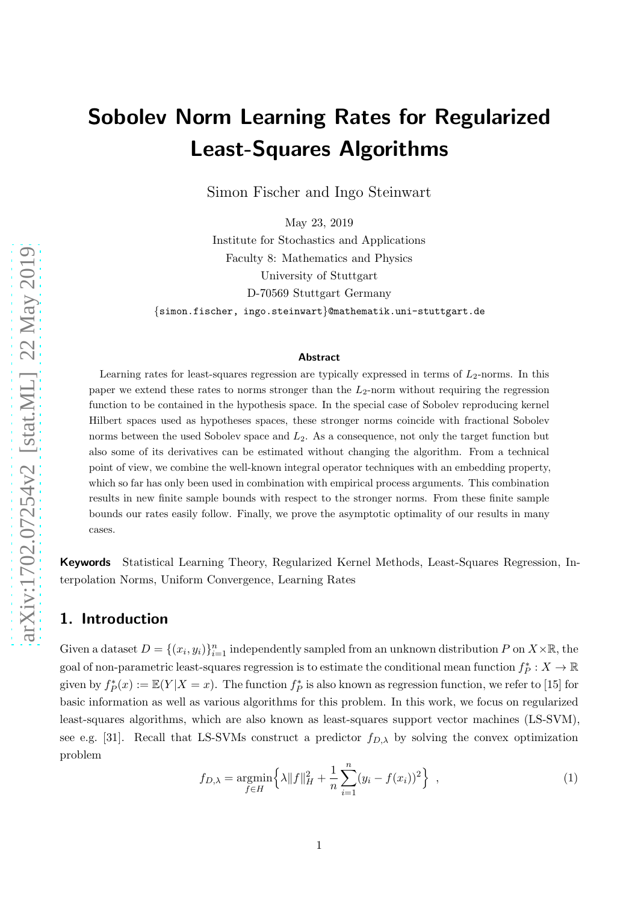# Sobolev Norm Learning Rates for Regularized Least-Squares Algorithms

Simon Fischer and Ingo Steinwart

May 23, 2019

Institute for Stochastics and Applications
Faculty 8: Mathematics and Physics
University of Stuttgart
D-70569 Stuttgart Germany
{simon.fischer, ingo.steinwart}@mathematik.uni-stuttgart.de

### Abstract

Learning rates for least-squares regression are typically expressed in terms of $L_2$-norms. In this paper we extend these rates to norms stronger than the $L_2$-norm without requiring the regression function to be contained in the hypothesis space. In the special case of Sobolev reproducing kernel Hilbert spaces used as hypotheses spaces, these stronger norms coincide with fractional Sobolev norms between the used Sobolev space and $L_2$. As a consequence, not only the target function but also some of its derivatives can be estimated without changing the algorithm. From a technical point of view, we combine the well-known integral operator techniques with an embedding property, which so far has only been used in combination with empirical process arguments. This combination results in new finite sample bounds with respect to the stronger norms. From these finite sample bounds our rates easily follow. Finally, we prove the asymptotic optimality of our results in many cases.

**Keywords** Statistical Learning Theory, Regularized Kernel Methods, Least-Squares Regression, Interpolation Norms, Uniform Convergence, Learning Rates

## 1. Introduction

Given a dataset $D = \{(x_i, y_i)\}_{i=1}^n$ independently sampled from an unknown distribution $P$ on $X \times \mathbb{R}$, the goal of non-parametric least-squares regression is to estimate the conditional mean function $f_P^* : X \to \mathbb{R}$ given by $f_P^*(x) := \mathbb{E}(Y|X = x)$. The function $f_P^*$ is also known as regression function, we refer to [15] for basic information as well as various algorithms for this problem. In this work, we focus on regularized least-squares algorithms, which are also known as least-squares support vector machines (LS-SVM), see e.g. [31]. Recall that LS-SVMs construct a predictor $f_{D,\lambda}$ by solving the convex optimization problem

$$f_{D,\lambda} = \underset{f \in H}{\operatorname{argmin}} \Big\{ \lambda \|f\|_H^2 + \frac{1}{n} \sum_{i=1}^n (y_i - f(x_i))^2 \Big\} \ , \tag{1}$$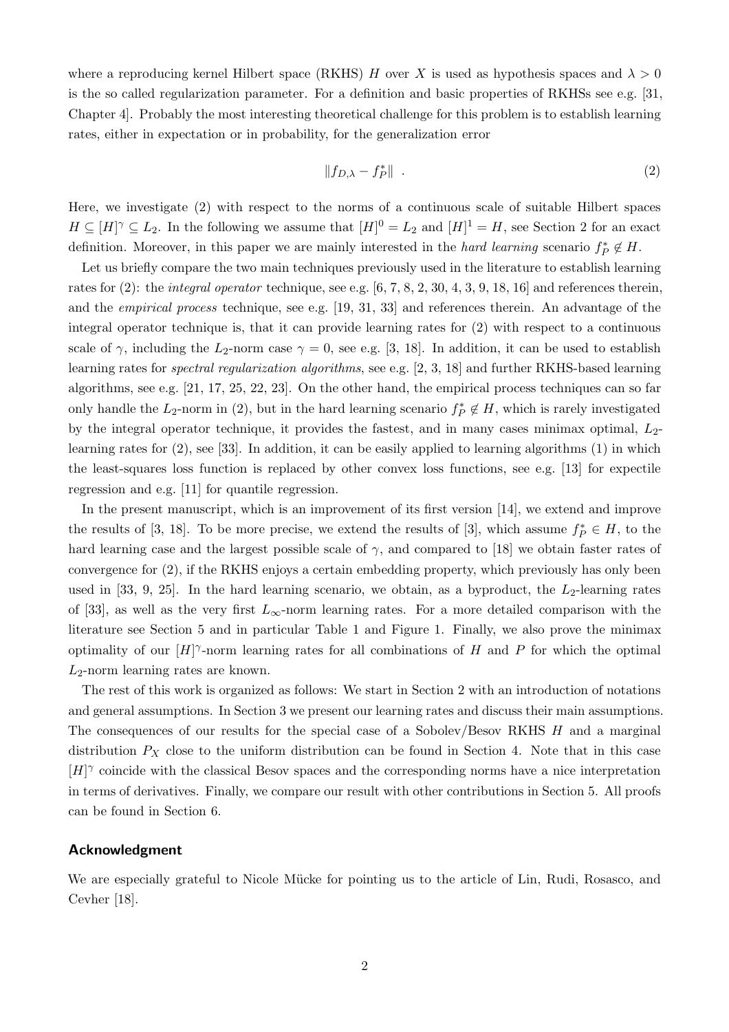where a reproducing kernel Hilbert space (RKHS) $H$ over $X$ is used as hypothesis spaces and $\lambda > 0$ is the so called regularization parameter. For a definition and basic properties of RKHSs see e.g. [31, Chapter 4]. Probably the most interesting theoretical challenge for this problem is to establish learning rates, either in expectation or in probability, for the generalization error

$$\|f_{D,\lambda} - f_P^*\| \ . \tag{2}$$

Here, we investigate (2) with respect to the norms of a continuous scale of suitable Hilbert spaces $H \subseteq [H]^\gamma \subseteq L_2$. In the following we assume that $[H]^0 = L_2$ and $[H]^1 = H$, see Section 2 for an exact definition. Moreover, in this paper we are mainly interested in the *hard learning* scenario $f_P^* \notin H$.

Let us briefly compare the two main techniques previously used in the literature to establish learning rates for (2): the *integral operator* technique, see e.g. [6, 7, 8, 2, 30, 4, 3, 9, 18, 16] and references therein, and the *empirical process* technique, see e.g. [19, 31, 33] and references therein. An advantage of the integral operator technique is, that it can provide learning rates for (2) with respect to a continuous scale of $\gamma$, including the $L_2$-norm case $\gamma = 0$, see e.g. [3, 18]. In addition, it can be used to establish learning rates for *spectral regularization algorithms*, see e.g. [2, 3, 18] and further RKHS-based learning algorithms, see e.g. [21, 17, 25, 22, 23]. On the other hand, the empirical process techniques can so far only handle the $L_2$-norm in (2), but in the hard learning scenario $f_P^* \notin H$, which is rarely investigated by the integral operator technique, it provides the fastest, and in many cases minimax optimal, $L_2$-learning rates for (2), see [33]. In addition, it can be easily applied to learning algorithms (1) in which the least-squares loss function is replaced by other convex loss functions, see e.g. [13] for expectile regression and e.g. [11] for quantile regression.

In the present manuscript, which is an improvement of its first version [14], we extend and improve the results of [3, 18]. To be more precise, we extend the results of [3], which assume $f_P^* \in H$, to the hard learning case and the largest possible scale of $\gamma$, and compared to [18] we obtain faster rates of convergence for (2), if the RKHS enjoys a certain embedding property, which previously has only been used in [33, 9, 25]. In the hard learning scenario, we obtain, as a byproduct, the $L_2$-learning rates of [33], as well as the very first $L_\infty$-norm learning rates. For a more detailed comparison with the literature see Section 5 and in particular Table 1 and Figure 1. Finally, we also prove the minimax optimality of our $[H]^\gamma$-norm learning rates for all combinations of $H$ and $P$ for which the optimal $L_2$-norm learning rates are known.

The rest of this work is organized as follows: We start in Section 2 with an introduction of notations and general assumptions. In Section 3 we present our learning rates and discuss their main assumptions. The consequences of our results for the special case of a Sobolev/Besov RKHS $H$ and a marginal distribution $P_X$ close to the uniform distribution can be found in Section 4. Note that in this case $[H]^\gamma$ coincide with the classical Besov spaces and the corresponding norms have a nice interpretation in terms of derivatives. Finally, we compare our result with other contributions in Section 5. All proofs can be found in Section 6.

## Acknowledgment

We are especially grateful to Nicole Mücke for pointing us to the article of Lin, Rudi, Rosasco, and Cevher [18].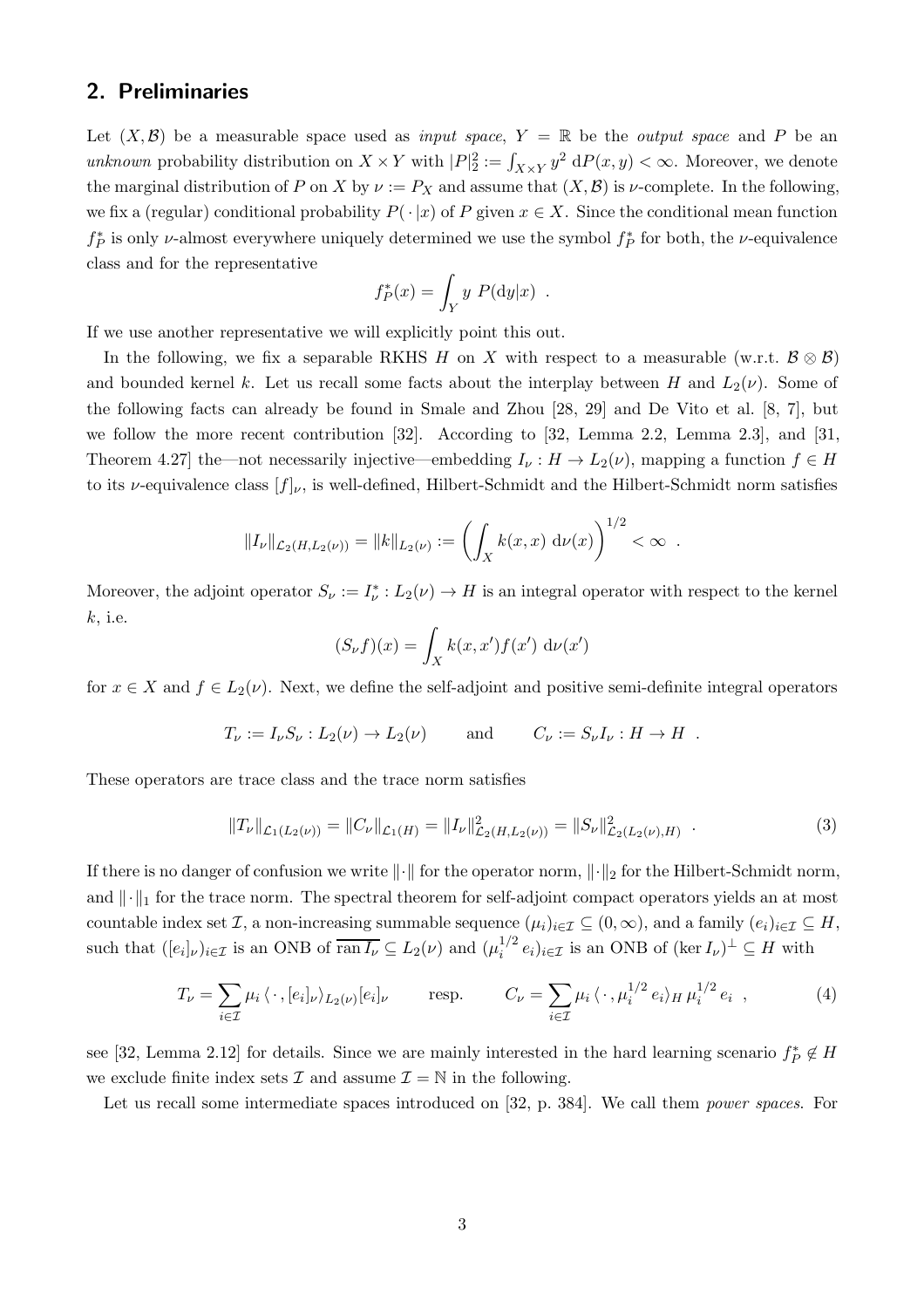## 2. Preliminaries

Let $(X, \mathcal{B})$ be a measurable space used as *input space*, $Y = \mathbb{R}$ be the *output space* and $P$ be an *unknown* probability distribution on $X \times Y$ with $|P|_2^2 := \int_{X\times Y} y^2 \, \mathrm{d}P(x,y) < \infty$. Moreover, we denote the marginal distribution of $P$ on $X$ by $\nu := P_X$ and assume that $(X, \mathcal{B})$ is $\nu$-complete. In the following, we fix a (regular) conditional probability $P(\,\cdot\,|x)$ of $P$ given $x \in X$. Since the conditional mean function $f_P^*$ is only $\nu$-almost everywhere uniquely determined we use the symbol $f_P^*$ for both, the $\nu$-equivalence class and for the representative

$$f_P^*(x) = \int_Y y \; P(\mathrm{d}y|x) \ .$$

If we use another representative we will explicitly point this out.

In the following, we fix a separable RKHS $H$ on $X$ with respect to a measurable (w.r.t. $\mathcal{B} \otimes \mathcal{B}$) and bounded kernel $k$. Let us recall some facts about the interplay between $H$ and $L_2(\nu)$. Some of the following facts can already be found in Smale and Zhou [28, 29] and De Vito et al. [8, 7], but we follow the more recent contribution [32]. According to [32, Lemma 2.2, Lemma 2.3], and [31, Theorem 4.27] the—not necessarily injective—embedding $I_\nu : H \to L_2(\nu)$, mapping a function $f \in H$ to its $\nu$-equivalence class $[f]_\nu$, is well-defined, Hilbert-Schmidt and the Hilbert-Schmidt norm satisfies

$$\|I_\nu\|_{\mathcal{L}_2(H, L_2(\nu))} = \|k\|_{L_2(\nu)} := \left( \int_X k(x,x) \; \mathrm{d}\nu(x) \right)^{1/2} < \infty \ .$$

Moreover, the adjoint operator $S_\nu := I_\nu^* : L_2(\nu) \to H$ is an integral operator with respect to the kernel $k$, i.e.

$$(S_\nu f)(x) = \int_X k(x,x') f(x') \; \mathrm{d}\nu(x')$$

for $x \in X$ and $f \in L_2(\nu)$. Next, we define the self-adjoint and positive semi-definite integral operators

$$T_\nu := I_\nu S_\nu : L_2(\nu) \to L_2(\nu) \qquad \text{and} \qquad C_\nu := S_\nu I_\nu : H \to H \ .$$

These operators are trace class and the trace norm satisfies

$$\|T_\nu\|_{\mathcal{L}_1(L_2(\nu))} = \|C_\nu\|_{\mathcal{L}_1(H)} = \|I_\nu\|^2_{\mathcal{L}_2(H, L_2(\nu))} = \|S_\nu\|^2_{\mathcal{L}_2(L_2(\nu), H)} \ . \tag{3}$$

If there is no danger of confusion we write $\|\cdot\|$ for the operator norm, $\|\cdot\|_2$ for the Hilbert-Schmidt norm, and $\|\cdot\|_1$ for the trace norm. The spectral theorem for self-adjoint compact operators yields an at most countable index set $\mathcal{I}$, a non-increasing summable sequence $(\mu_i)_{i\in\mathcal{I}} \subseteq (0, \infty)$, and a family $(e_i)_{i\in\mathcal{I}} \subseteq H$, such that $([e_i]_\nu)_{i\in\mathcal{I}}$ is an ONB of $\overline{\operatorname{ran} I_\nu} \subseteq L_2(\nu)$ and $(\mu_i^{1/2} e_i)_{i\in\mathcal{I}}$ is an ONB of $(\ker I_\nu)^\perp \subseteq H$ with

$$T_\nu = \sum_{i\in\mathcal{I}} \mu_i \, \langle\,\cdot\,, [e_i]_\nu \rangle_{L_2(\nu)} [e_i]_\nu \qquad \text{resp.} \qquad C_\nu = \sum_{i\in\mathcal{I}} \mu_i \, \langle\,\cdot\,, \mu_i^{1/2} e_i \rangle_H \, \mu_i^{1/2} e_i \ , \tag{4}$$

see [32, Lemma 2.12] for details. Since we are mainly interested in the hard learning scenario $f_P^* \notin H$ we exclude finite index sets $\mathcal{I}$ and assume $\mathcal{I} = \mathbb{N}$ in the following.

Let us recall some intermediate spaces introduced on [32, p. 384]. We call them *power spaces*. For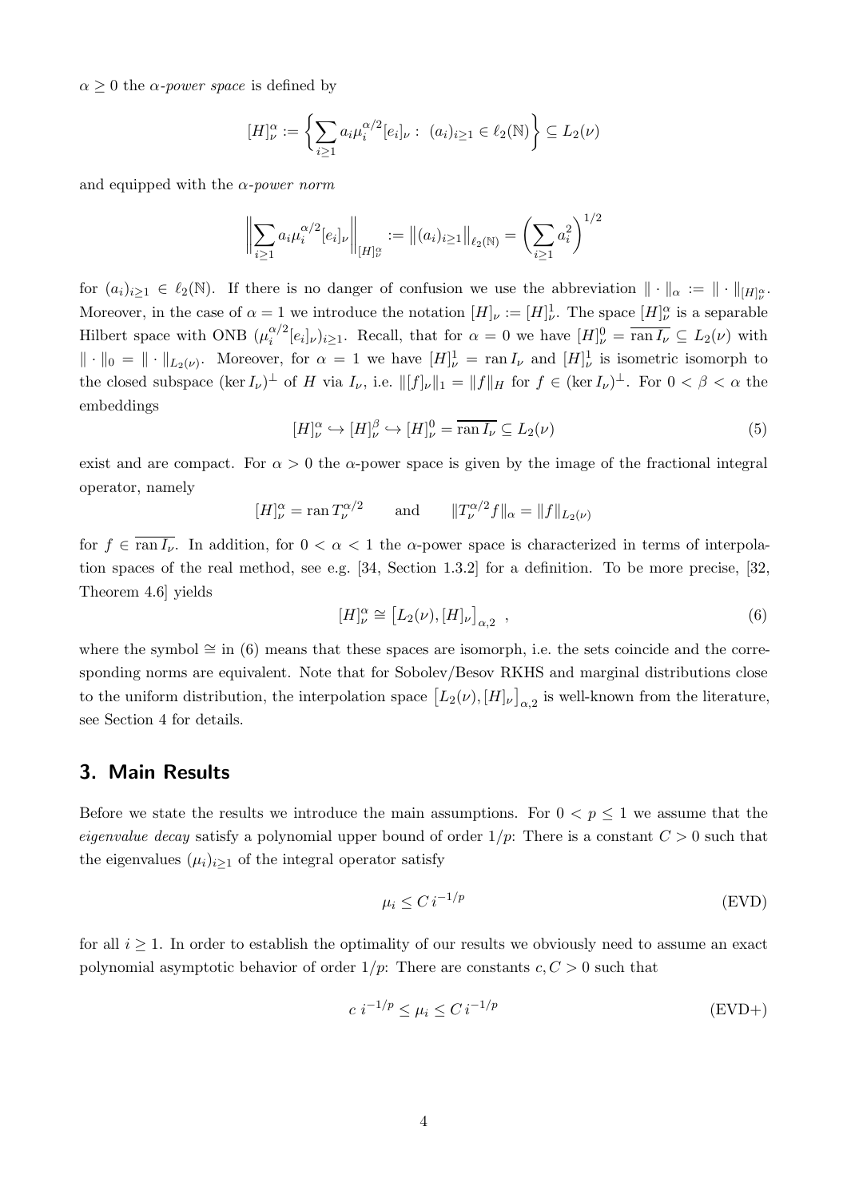$\alpha \geq 0$ the *$\alpha$-power space* is defined by

$$[H]^\alpha_\nu := \left\{ \sum_{i\geq 1} a_i \mu_i^{\alpha/2} [e_i]_\nu : \ (a_i)_{i\geq 1} \in \ell_2(\mathbb{N}) \right\} \subseteq L_2(\nu)$$

and equipped with the *$\alpha$-power norm*

$$\left\| \sum_{i\geq 1} a_i \mu_i^{\alpha/2} [e_i]_\nu \right\|_{[H]^\alpha_\nu} := \left\| (a_i)_{i\geq 1} \right\|_{\ell_2(\mathbb{N})} = \left( \sum_{i\geq 1} a_i^2 \right)^{1/2}$$

for $(a_i)_{i\geq 1} \in \ell_2(\mathbb{N})$. If there is no danger of confusion we use the abbreviation $\|\cdot\|_\alpha := \|\cdot\|_{[H]^\alpha_\nu}$. Moreover, in the case of $\alpha = 1$ we introduce the notation $[H]_\nu := [H]^1_\nu$. The space $[H]^\alpha_\nu$ is a separable Hilbert space with ONB $(\mu_i^{\alpha/2}[e_i]_\nu)_{i\geq 1}$. Recall, that for $\alpha = 0$ we have $[H]^0_\nu = \overline{\operatorname{ran} I_\nu} \subseteq L_2(\nu)$ with $\|\cdot\|_0 = \|\cdot\|_{L_2(\nu)}$. Moreover, for $\alpha = 1$ we have $[H]^1_\nu = \operatorname{ran} I_\nu$ and $[H]^1_\nu$ is isometric isomorph to the closed subspace $(\ker I_\nu)^\perp$ of $H$ via $I_\nu$, i.e. $\|[f]_\nu\|_1 = \|f\|_H$ for $f \in (\ker I_\nu)^\perp$. For $0 < \beta < \alpha$ the embeddings

$$[H]^\alpha_\nu \hookrightarrow [H]^\beta_\nu \hookrightarrow [H]^0_\nu = \overline{\operatorname{ran} I_\nu} \subseteq L_2(\nu) \tag{5}$$

exist and are compact. For $\alpha > 0$ the $\alpha$-power space is given by the image of the fractional integral operator, namely

$$[H]^\alpha_\nu = \operatorname{ran} T_\nu^{\alpha/2} \qquad \text{and} \qquad \|T_\nu^{\alpha/2} f\|_\alpha = \|f\|_{L_2(\nu)}$$

for $f \in \overline{\operatorname{ran} I_\nu}$. In addition, for $0 < \alpha < 1$ the $\alpha$-power space is characterized in terms of interpolation spaces of the real method, see e.g. [34, Section 1.3.2] for a definition. To be more precise, [32, Theorem 4.6] yields

$$[H]^\alpha_\nu \cong \left[L_2(\nu), [H]_\nu\right]_{\alpha,2} \ , \tag{6}$$

where the symbol $\cong$ in (6) means that these spaces are isomorph, i.e. the sets coincide and the corresponding norms are equivalent. Note that for Sobolev/Besov RKHS and marginal distributions close to the uniform distribution, the interpolation space $\left[L_2(\nu), [H]_\nu\right]_{\alpha,2}$ is well-known from the literature, see Section 4 for details.

## 3. Main Results

Before we state the results we introduce the main assumptions. For $0 < p \leq 1$ we assume that the *eigenvalue decay* satisfy a polynomial upper bound of order $1/p$: There is a constant $C > 0$ such that the eigenvalues $(\mu_i)_{i\geq 1}$ of the integral operator satisfy

$$\mu_i \leq C\, i^{-1/p} \tag{EVD}$$

for all $i \geq 1$. In order to establish the optimality of our results we obviously need to assume an exact polynomial asymptotic behavior of order $1/p$: There are constants $c, C > 0$ such that

$$c\ i^{-1/p} \leq \mu_i \leq C\, i^{-1/p} \tag{EVD+}$$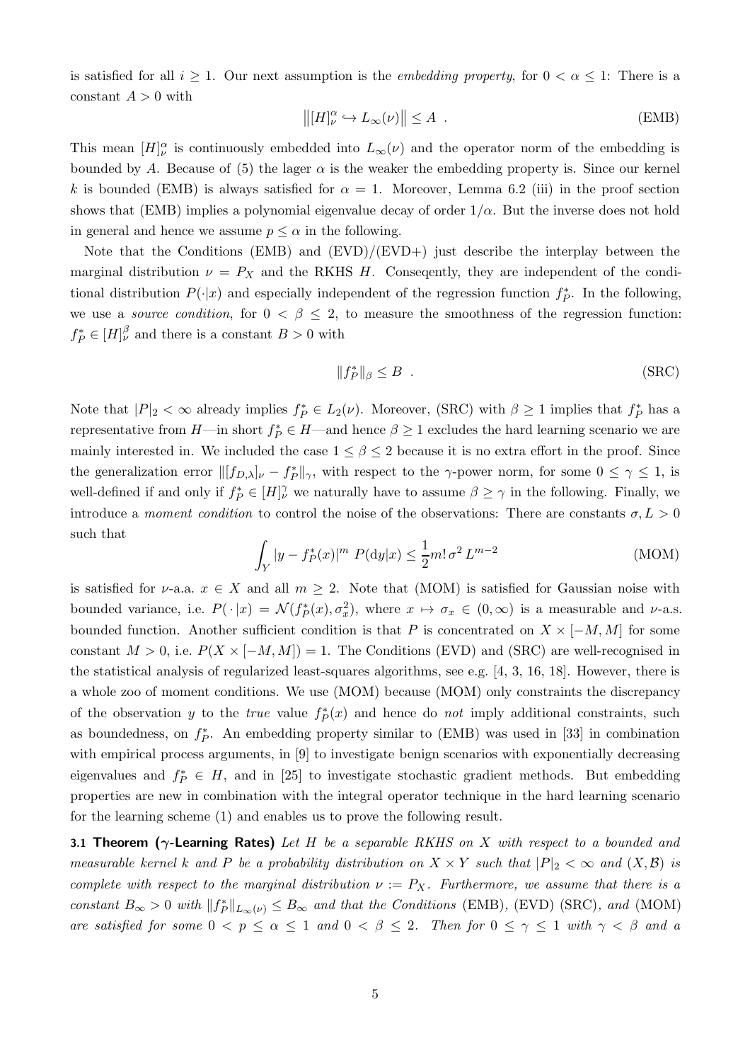is satisfied for all $i \geq 1$. Our next assumption is the *embedding property*, for $0 < \alpha \leq 1$: There is a constant $A > 0$ with

$$\left\|[H]_\nu^\alpha \hookrightarrow L_\infty(\nu)\right\| \leq A \ . \tag{EMB}$$

This mean $[H]_\nu^\alpha$ is continuously embedded into $L_\infty(\nu)$ and the operator norm of the embedding is bounded by $A$. Because of (5) the lager $\alpha$ is the weaker the embedding property is. Since our kernel $k$ is bounded (EMB) is always satisfied for $\alpha = 1$. Moreover, Lemma 6.2 (iii) in the proof section shows that (EMB) implies a polynomial eigenvalue decay of order $1/\alpha$. But the inverse does not hold in general and hence we assume $p \leq \alpha$ in the following.

Note that the Conditions (EMB) and (EVD)/(EVD+) just describe the interplay between the marginal distribution $\nu = P_X$ and the RKHS $H$. Conseqently, they are independent of the conditional distribution $P(\cdot|x)$ and especially independent of the regression function $f_P^*$. In the following, we use a *source condition*, for $0 < \beta \leq 2$, to measure the smoothness of the regression function: $f_P^* \in [H]_\nu^\beta$ and there is a constant $B > 0$ with

$$\|f_P^*\|_\beta \leq B \ . \tag{SRC}$$

Note that $|P|_2 < \infty$ already implies $f_P^* \in L_2(\nu)$. Moreover, (SRC) with $\beta \geq 1$ implies that $f_P^*$ has a representative from $H$—in short $f_P^* \in H$—and hence $\beta \geq 1$ excludes the hard learning scenario we are mainly interested in. We included the case $1 \leq \beta \leq 2$ because it is no extra effort in the proof. Since the generalization error $\|[f_{D,\lambda}]_\nu - f_P^*\|_\gamma$, with respect to the $\gamma$-power norm, for some $0 \leq \gamma \leq 1$, is well-defined if and only if $f_P^* \in [H]_\nu^\gamma$ we naturally have to assume $\beta \geq \gamma$ in the following. Finally, we introduce a *moment condition* to control the noise of the observations: There are constants $\sigma, L > 0$ such that

$$\int_Y |y - f_P^*(x)|^m \ P(\mathrm{d}y|x) \leq \frac{1}{2} m! \, \sigma^2 \, L^{m-2} \tag{MOM}$$

is satisfied for $\nu$-a.a. $x \in X$ and all $m \geq 2$. Note that (MOM) is satisfied for Gaussian noise with bounded variance, i.e. $P(\cdot|x) = \mathcal{N}(f_P^*(x), \sigma_x^2)$, where $x \mapsto \sigma_x \in (0, \infty)$ is a measurable and $\nu$-a.s. bounded function. Another sufficient condition is that $P$ is concentrated on $X \times [-M, M]$ for some constant $M > 0$, i.e. $P(X \times [-M, M]) = 1$. The Conditions (EVD) and (SRC) are well-recognised in the statistical analysis of regularized least-squares algorithms, see e.g. [4, 3, 16, 18]. However, there is a whole zoo of moment conditions. We use (MOM) because (MOM) only constraints the discrepancy of the observation $y$ to the *true* value $f_P^*(x)$ and hence do *not* imply additional constraints, such as boundedness, on $f_P^*$. An embedding property similar to (EMB) was used in [33] in combination with empirical process arguments, in [9] to investigate benign scenarios with exponentially decreasing eigenvalues and $f_P^* \in H$, and in [25] to investigate stochastic gradient methods. But embedding properties are new in combination with the integral operator technique in the hard learning scenario for the learning scheme (1) and enables us to prove the following result.

**3.1 Theorem ($\gamma$-Learning Rates)** *Let $H$ be a separable RKHS on $X$ with respect to a bounded and measurable kernel $k$ and $P$ be a probability distribution on $X \times Y$ such that $|P|_2 < \infty$ and $(X, \mathcal{B})$ is complete with respect to the marginal distribution $\nu := P_X$. Furthermore, we assume that there is a constant $B_\infty > 0$ with $\|f_P^*\|_{L_\infty(\nu)} \leq B_\infty$ and that the Conditions* (EMB)*,* (EVD) (SRC)*, and* (MOM) *are satisfied for some $0 < p \leq \alpha \leq 1$ and $0 < \beta \leq 2$. Then for $0 \leq \gamma \leq 1$ with $\gamma < \beta$ and a*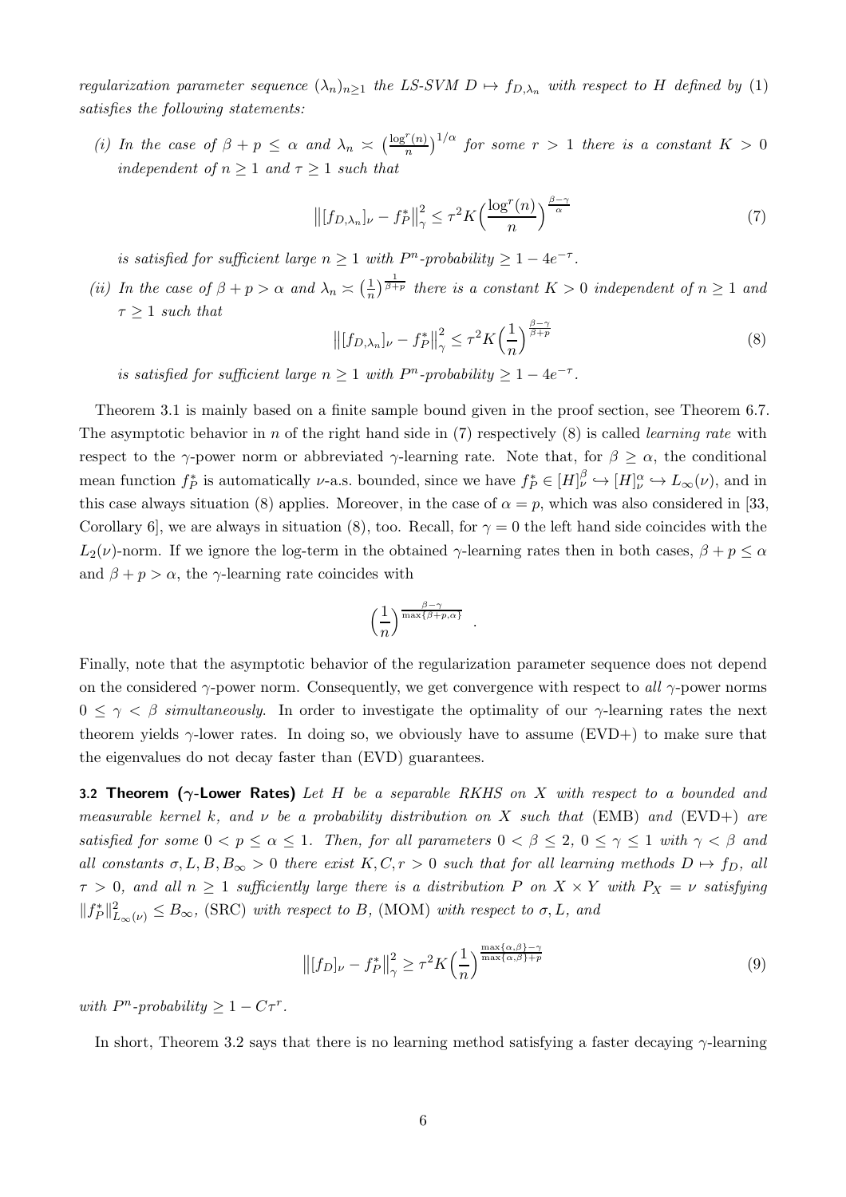*regularization parameter sequence $(\lambda_n)_{n\geq 1}$ the LS-SVM $D \mapsto f_{D,\lambda_n}$ with respect to $H$ defined by* (1) *satisfies the following statements:*

*(i) In the case of $\beta + p \leq \alpha$ and $\lambda_n \asymp \big(\frac{\log^r(n)}{n}\big)^{1/\alpha}$ for some $r > 1$ there is a constant $K > 0$ independent of $n \geq 1$ and $\tau \geq 1$ such that*

$$\big\|[f_{D,\lambda_n}]_\nu - f_P^*\big\|_\gamma^2 \leq \tau^2 K \Big(\frac{\log^r(n)}{n}\Big)^{\frac{\beta-\gamma}{\alpha}} \tag{7}$$

*is satisfied for sufficient large $n \geq 1$ with $P^n$-probability $\geq 1 - 4e^{-\tau}$.*

*(ii) In the case of $\beta + p > \alpha$ and $\lambda_n \asymp \big(\frac{1}{n}\big)^{\frac{1}{\beta+p}}$ there is a constant $K > 0$ independent of $n \geq 1$ and $\tau \geq 1$ such that*

$$\big\|[f_{D,\lambda_n}]_\nu - f_P^*\big\|_\gamma^2 \leq \tau^2 K \Big(\frac{1}{n}\Big)^{\frac{\beta-\gamma}{\beta+p}} \tag{8}$$

*is satisfied for sufficient large $n \geq 1$ with $P^n$-probability $\geq 1 - 4e^{-\tau}$.*

Theorem 3.1 is mainly based on a finite sample bound given in the proof section, see Theorem 6.7. The asymptotic behavior in $n$ of the right hand side in (7) respectively (8) is called *learning rate* with respect to the $\gamma$-power norm or abbreviated $\gamma$-learning rate. Note that, for $\beta \geq \alpha$, the conditional mean function $f_P^*$ is automatically $\nu$-a.s. bounded, since we have $f_P^* \in [H]_\nu^\beta \hookrightarrow [H]_\nu^\alpha \hookrightarrow L_\infty(\nu)$, and in this case always situation (8) applies. Moreover, in the case of $\alpha = p$, which was also considered in [33, Corollary 6], we are always in situation (8), too. Recall, for $\gamma = 0$ the left hand side coincides with the $L_2(\nu)$-norm. If we ignore the log-term in the obtained $\gamma$-learning rates then in both cases, $\beta + p \leq \alpha$ and $\beta + p > \alpha$, the $\gamma$-learning rate coincides with

$$\Big(\frac{1}{n}\Big)^{\frac{\beta-\gamma}{\max\{\beta+p,\alpha\}}} .$$

Finally, note that the asymptotic behavior of the regularization parameter sequence does not depend on the considered $\gamma$-power norm. Consequently, we get convergence with respect to *all* $\gamma$-power norms $0 \leq \gamma < \beta$ *simultaneously.* In order to investigate the optimality of our $\gamma$-learning rates the next theorem yields $\gamma$-lower rates. In doing so, we obviously have to assume (EVD+) to make sure that the eigenvalues do not decay faster than (EVD) guarantees.

**3.2 Theorem ($\gamma$-Lower Rates)** *Let $H$ be a separable RKHS on $X$ with respect to a bounded and measurable kernel $k$, and $\nu$ be a probability distribution on $X$ such that* (EMB) *and* (EVD+) *are satisfied for some $0 < p \leq \alpha \leq 1$. Then, for all parameters $0 < \beta \leq 2$, $0 \leq \gamma \leq 1$ with $\gamma < \beta$ and all constants $\sigma, L, B, B_\infty > 0$ there exist $K, C, r > 0$ such that for all learning methods $D \mapsto f_D$, all $\tau > 0$, and all $n \geq 1$ sufficiently large there is a distribution $P$ on $X \times Y$ with $P_X = \nu$ satisfying $\|f_P^*\|_{L_\infty(\nu)}^2 \leq B_\infty$,* (SRC) *with respect to $B$,* (MOM) *with respect to $\sigma, L$, and*

$$\big\|[f_D]_\nu - f_P^*\big\|_\gamma^2 \geq \tau^2 K \Big(\frac{1}{n}\Big)^{\frac{\max\{\alpha,\beta\}-\gamma}{\max\{\alpha,\beta\}+p}} \tag{9}$$

*with $P^n$-probability $\geq 1 - C\tau^r$.*

In short, Theorem 3.2 says that there is no learning method satisfying a faster decaying $\gamma$-learning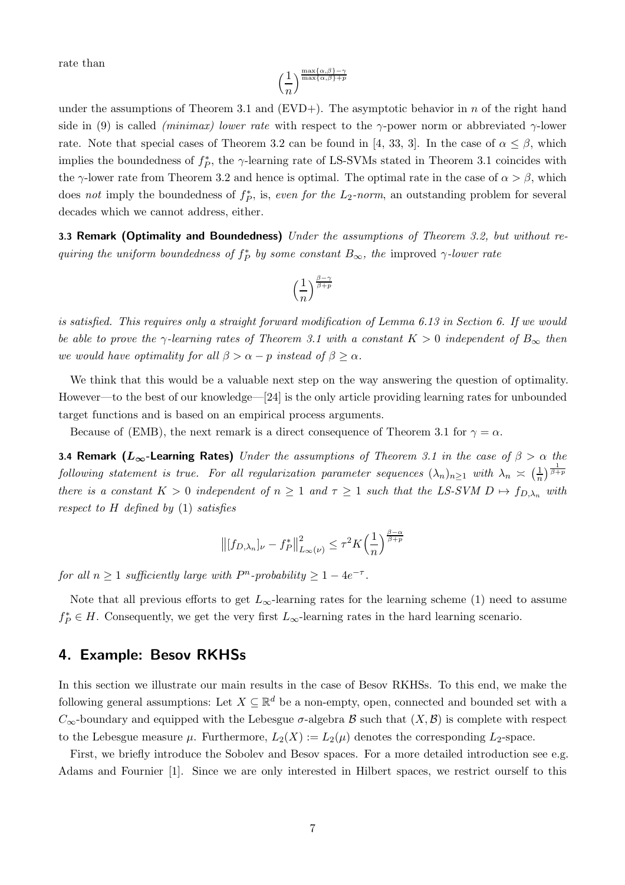rate than

$$\Big(\frac{1}{n}\Big)^{\frac{\max\{\alpha,\beta\}-\gamma}{\max\{\alpha,\beta\}+p}}$$

under the assumptions of Theorem 3.1 and (EVD+). The asymptotic behavior in $n$ of the right hand side in (9) is called *(minimax) lower rate* with respect to the $\gamma$-power norm or abbreviated $\gamma$-lower rate. Note that special cases of Theorem 3.2 can be found in [4, 33, 3]. In the case of $\alpha \leq \beta$, which implies the boundedness of $f_P^*$, the $\gamma$-learning rate of LS-SVMs stated in Theorem 3.1 coincides with the $\gamma$-lower rate from Theorem 3.2 and hence is optimal. The optimal rate in the case of $\alpha > \beta$, which does *not* imply the boundedness of $f_P^*$, is, *even for the $L_2$-norm*, an outstanding problem for several decades which we cannot address, either.

**3.3 Remark (Optimality and Boundedness)** *Under the assumptions of Theorem 3.2, but without requiring the uniform boundedness of $f_P^*$ by some constant $B_\infty$, the* improved *$\gamma$-lower rate*

$$\Big(\frac{1}{n}\Big)^{\frac{\beta-\gamma}{\beta+p}}$$

*is satisfied. This requires only a straight forward modification of Lemma 6.13 in Section 6. If we would be able to prove the $\gamma$-learning rates of Theorem 3.1 with a constant $K > 0$ independent of $B_\infty$ then we would have optimality for all $\beta > \alpha - p$ instead of $\beta \geq \alpha$.*

We think that this would be a valuable next step on the way answering the question of optimality. However—to the best of our knowledge—[24] is the only article providing learning rates for unbounded target functions and is based on an empirical process arguments.

Because of (EMB), the next remark is a direct consequence of Theorem 3.1 for $\gamma = \alpha$.

**3.4 Remark ($L_\infty$-Learning Rates)** *Under the assumptions of Theorem 3.1 in the case of $\beta > \alpha$ the following statement is true. For all regularization parameter sequences $(\lambda_n)_{n\geq 1}$ with $\lambda_n \asymp \big(\frac{1}{n}\big)^{\frac{1}{\beta+p}}$ there is a constant $K > 0$ independent of $n \geq 1$ and $\tau \geq 1$ such that the LS-SVM $D \mapsto f_{D,\lambda_n}$ with respect to $H$ defined by* (1) *satisfies*

$$\big\|[f_{D,\lambda_n}]_\nu - f_P^*\big\|^2_{L_\infty(\nu)} \leq \tau^2 K \Big(\frac{1}{n}\Big)^{\frac{\beta-\alpha}{\beta+p}}$$

*for all $n \geq 1$ sufficiently large with $P^n$-probability $\geq 1 - 4e^{-\tau}$.*

Note that all previous efforts to get $L_\infty$-learning rates for the learning scheme (1) need to assume $f_P^* \in H$. Consequently, we get the very first $L_\infty$-learning rates in the hard learning scenario.

## 4. Example: Besov RKHSs

In this section we illustrate our main results in the case of Besov RKHSs. To this end, we make the following general assumptions: Let $X \subseteq \mathbb{R}^d$ be a non-empty, open, connected and bounded set with a $C_\infty$-boundary and equipped with the Lebesgue $\sigma$-algebra $\mathcal{B}$ such that $(X, \mathcal{B})$ is complete with respect to the Lebesgue measure $\mu$. Furthermore, $L_2(X) := L_2(\mu)$ denotes the corresponding $L_2$-space.

First, we briefly introduce the Sobolev and Besov spaces. For a more detailed introduction see e.g. Adams and Fournier [1]. Since we are only interested in Hilbert spaces, we restrict ourself to this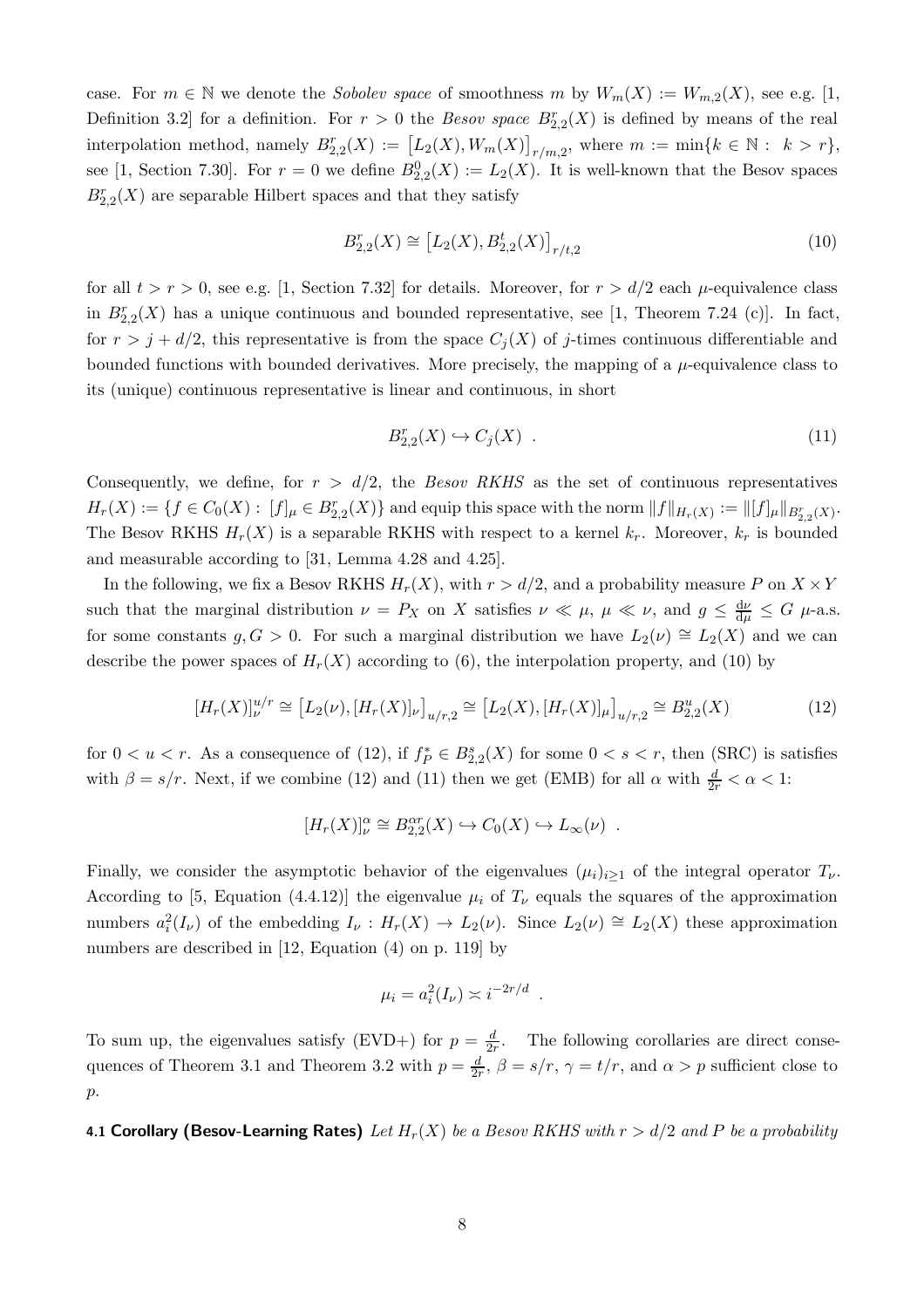case. For $m \in \mathbb{N}$ we denote the *Sobolev space* of smoothness $m$ by $W_m(X) := W_{m,2}(X)$, see e.g. [1, Definition 3.2] for a definition. For $r > 0$ the *Besov space* $B^r_{2,2}(X)$ is defined by means of the real interpolation method, namely $B^r_{2,2}(X) := \big[L_2(X), W_m(X)\big]_{r/m,2}$, where $m := \min\{k \in \mathbb{N} : k > r\}$, see [1, Section 7.30]. For $r = 0$ we define $B^0_{2,2}(X) := L_2(X)$. It is well-known that the Besov spaces $B^r_{2,2}(X)$ are separable Hilbert spaces and that they satisfy

$$B^r_{2,2}(X) \cong \big[L_2(X), B^t_{2,2}(X)\big]_{r/t,2} \tag{10}$$

for all $t > r > 0$, see e.g. [1, Section 7.32] for details. Moreover, for $r > d/2$ each $\mu$-equivalence class in $B^r_{2,2}(X)$ has a unique continuous and bounded representative, see [1, Theorem 7.24 (c)]. In fact, for $r > j + d/2$, this representative is from the space $C_j(X)$ of $j$-times continuous differentiable and bounded functions with bounded derivatives. More precisely, the mapping of a $\mu$-equivalence class to its (unique) continuous representative is linear and continuous, in short

$$B^r_{2,2}(X) \hookrightarrow C_j(X) \ . \tag{11}$$

Consequently, we define, for $r > d/2$, the *Besov RKHS* as the set of continuous representatives $H_r(X) := \{f \in C_0(X) : [f]_\mu \in B^r_{2,2}(X)\}$ and equip this space with the norm $\|f\|_{H_r(X)} := \|[f]_\mu\|_{B^r_{2,2}(X)}$. The Besov RKHS $H_r(X)$ is a separable RKHS with respect to a kernel $k_r$. Moreover, $k_r$ is bounded and measurable according to [31, Lemma 4.28 and 4.25].

In the following, we fix a Besov RKHS $H_r(X)$, with $r > d/2$, and a probability measure $P$ on $X \times Y$ such that the marginal distribution $\nu = P_X$ on $X$ satisfies $\nu \ll \mu$, $\mu \ll \nu$, and $g \leq \frac{\mathrm{d}\nu}{\mathrm{d}\mu} \leq G$ $\mu$-a.s. for some constants $g, G > 0$. For such a marginal distribution we have $L_2(\nu) \cong L_2(X)$ and we can describe the power spaces of $H_r(X)$ according to (6), the interpolation property, and (10) by

$$[H_r(X)]^{u/r}_\nu \cong \big[L_2(\nu), [H_r(X)]_\nu\big]_{u/r,2} \cong \big[L_2(X), [H_r(X)]_\mu\big]_{u/r,2} \cong B^u_{2,2}(X) \tag{12}$$

for $0 < u < r$. As a consequence of (12), if $f^*_P \in B^s_{2,2}(X)$ for some $0 < s < r$, then (SRC) is satisfies with $\beta = s/r$. Next, if we combine (12) and (11) then we get (EMB) for all $\alpha$ with $\frac{d}{2r} < \alpha < 1$:

$$[H_r(X)]^\alpha_\nu \cong B^{\alpha r}_{2,2}(X) \hookrightarrow C_0(X) \hookrightarrow L_\infty(\nu) \ .$$

Finally, we consider the asymptotic behavior of the eigenvalues $(\mu_i)_{i \geq 1}$ of the integral operator $T_\nu$. According to [5, Equation (4.4.12)] the eigenvalue $\mu_i$ of $T_\nu$ equals the squares of the approximation numbers $a^2_i(I_\nu)$ of the embedding $I_\nu : H_r(X) \to L_2(\nu)$. Since $L_2(\nu) \cong L_2(X)$ these approximation numbers are described in [12, Equation (4) on p. 119] by

$$\mu_i = a^2_i(I_\nu) \asymp i^{-2r/d} \ .$$

To sum up, the eigenvalues satisfy (EVD+) for $p = \frac{d}{2r}$. The following corollaries are direct consequences of Theorem 3.1 and Theorem 3.2 with $p = \frac{d}{2r}$, $\beta = s/r$, $\gamma = t/r$, and $\alpha > p$ sufficient close to $p$.

**4.1 Corollary (Besov-Learning Rates)** *Let $H_r(X)$ be a Besov RKHS with $r > d/2$ and $P$ be a probability*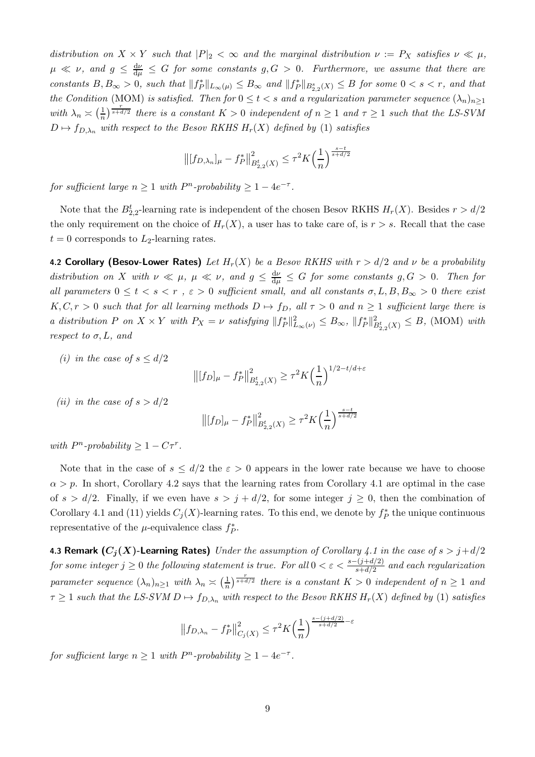*distribution on $X \times Y$ such that $|P|_2 < \infty$ and the marginal distribution $\nu := P_X$ satisfies $\nu \ll \mu$, $\mu \ll \nu$, and $g \leq \frac{\mathrm{d}\nu}{\mathrm{d}\mu} \leq G$ for some constants $g, G > 0$. Furthermore, we assume that there are constants $B, B_\infty > 0$, such that $\|f_P^*\|_{L_\infty(\mu)} \leq B_\infty$ and $\|f_P^*\|_{B^s_{2,2}(X)} \leq B$ for some $0 < s < r$, and that the Condition* (MOM) *is satisfied. Then for $0 \leq t < s$ and a regularization parameter sequence $(\lambda_n)_{n\geq 1}$ with $\lambda_n \asymp \left(\frac{1}{n}\right)^{\frac{r}{s+d/2}}$ there is a constant $K > 0$ independent of $n \geq 1$ and $\tau \geq 1$ such that the LS-SVM $D \mapsto f_{D,\lambda_n}$ with respect to the Besov RKHS $H_r(X)$ defined by* (1) *satisfies*

$$\big\|[f_{D,\lambda_n}]_\mu - f_P^*\big\|^2_{B^t_{2,2}(X)} \leq \tau^2 K \Big(\frac{1}{n}\Big)^{\frac{s-t}{s+d/2}}$$

*for sufficient large $n \geq 1$ with $P^n$-probability $\geq 1 - 4e^{-\tau}$.*

Note that the $B^t_{2,2}$-learning rate is independent of the chosen Besov RKHS $H_r(X)$. Besides $r > d/2$ the only requirement on the choice of $H_r(X)$, a user has to take care of, is $r > s$. Recall that the case $t = 0$ corresponds to $L_2$-learning rates.

**4.2 Corollary (Besov-Lower Rates)** *Let $H_r(X)$ be a Besov RKHS with $r > d/2$ and $\nu$ be a probability distribution on $X$ with $\nu \ll \mu$, $\mu \ll \nu$, and $g \leq \frac{\mathrm{d}\nu}{\mathrm{d}\mu} \leq G$ for some constants $g, G > 0$. Then for all parameters $0 \leq t < s < r$ , $\varepsilon > 0$ sufficient small, and all constants $\sigma, L, B, B_\infty > 0$ there exist $K, C, r > 0$ such that for all learning methods $D \mapsto f_D$, all $\tau > 0$ and $n \geq 1$ sufficient large there is a distribution $P$ on $X \times Y$ with $P_X = \nu$ satisfying $\|f_P^*\|^2_{L_\infty(\nu)} \leq B_\infty$, $\|f_P^*\|^2_{B^t_{2,2}(X)} \leq B$,* (MOM) *with respect to $\sigma, L$, and*

*(i) in the case of $s \leq d/2$*

$$\big\|[f_D]_\mu - f_P^*\big\|^2_{B^t_{2,2}(X)} \geq \tau^2 K \Big(\frac{1}{n}\Big)^{1/2 - t/d + \varepsilon}$$

*(ii) in the case of $s > d/2$*

$$\big\|[f_D]_\mu - f_P^*\big\|^2_{B^t_{2,2}(X)} \geq \tau^2 K \Big(\frac{1}{n}\Big)^{\frac{s-t}{s+d/2}}$$

*with $P^n$-probability $\geq 1 - C\tau^r$.*

Note that in the case of $s \leq d/2$ the $\varepsilon > 0$ appears in the lower rate because we have to choose $\alpha > p$. In short, Corollary 4.2 says that the learning rates from Corollary 4.1 are optimal in the case of $s > d/2$. Finally, if we even have $s > j + d/2$, for some integer $j \geq 0$, then the combination of Corollary 4.1 and (11) yields $C_j(X)$-learning rates. To this end, we denote by $f_P^*$ the unique continuous representative of the $\mu$-equivalence class $f_P^*$.

**4.3 Remark ($C_j(X)$-Learning Rates)** *Under the assumption of Corollary 4.1 in the case of $s > j + d/2$ for some integer $j \geq 0$ the following statement is true. For all $0 < \varepsilon < \frac{s-(j+d/2)}{s+d/2}$ and each regularization parameter sequence $(\lambda_n)_{n\geq 1}$ with $\lambda_n \asymp \left(\frac{1}{n}\right)^{\frac{r}{s+d/2}}$ there is a constant $K > 0$ independent of $n \geq 1$ and $\tau \geq 1$ such that the LS-SVM $D \mapsto f_{D,\lambda_n}$ with respect to the Besov RKHS $H_r(X)$ defined by* (1) *satisfies*

$$\big\|f_{D,\lambda_n} - f_P^*\big\|^2_{C_j(X)} \leq \tau^2 K \Big(\frac{1}{n}\Big)^{\frac{s-(j+d/2)}{s+d/2} - \varepsilon}$$

*for sufficient large $n \geq 1$ with $P^n$-probability $\geq 1 - 4e^{-\tau}$.*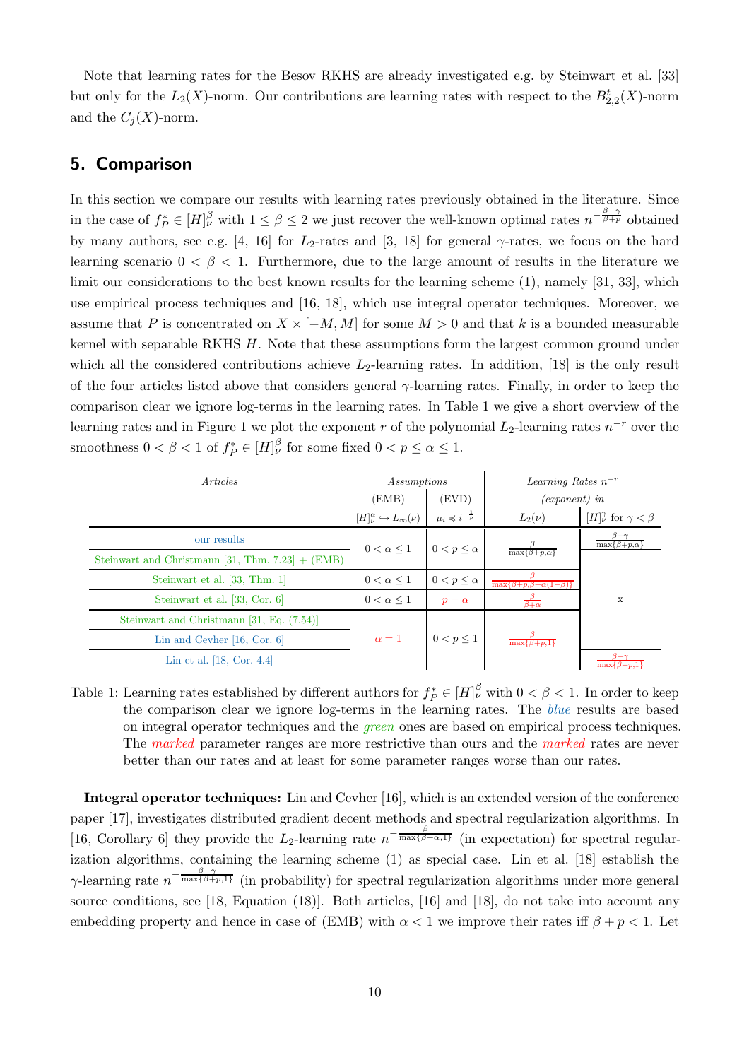Note that learning rates for the Besov RKHS are already investigated e.g. by Steinwart et al. [33] but only for the $L_2(X)$-norm. Our contributions are learning rates with respect to the $B^t_{2,2}(X)$-norm and the $C_j(X)$-norm.

## 5. Comparison

In this section we compare our results with learning rates previously obtained in the literature. Since in the case of $f_P^* \in [H]^\beta_\nu$ with $1 \le \beta \le 2$ we just recover the well-known optimal rates $n^{-\frac{\beta-\gamma}{\beta+p}}$ obtained by many authors, see e.g. [4, 16] for $L_2$-rates and [3, 18] for general $\gamma$-rates, we focus on the hard learning scenario $0 < \beta < 1$. Furthermore, due to the large amount of results in the literature we limit our considerations to the best known results for the learning scheme (1), namely [31, 33], which use empirical process techniques and [16, 18], which use integral operator techniques. Moreover, we assume that $P$ is concentrated on $X \times [-M, M]$ for some $M > 0$ and that $k$ is a bounded measurable kernel with separable RKHS $H$. Note that these assumptions form the largest common ground under which all the considered contributions achieve $L_2$-learning rates. In addition, [18] is the only result of the four articles listed above that considers general $\gamma$-learning rates. Finally, in order to keep the comparison clear we ignore log-terms in the learning rates. In Table 1 we give a short overview of the learning rates and in Figure 1 we plot the exponent $r$ of the polynomial $L_2$-learning rates $n^{-r}$ over the smoothness $0 < \beta < 1$ of $f_P^* \in [H]^\beta_\nu$ for some fixed $0 < p \le \alpha \le 1$.

| *Articles* | *Assumptions* (EMB) $[H]^\alpha_\nu \hookrightarrow L_\infty(\nu)$ | *Assumptions* (EVD) $\mu_i \preccurlyeq i^{-\frac{1}{p}}$ | *Learning Rates $n^{-r}$ (exponent) in* $L_2(\nu)$ | *Learning Rates $n^{-r}$ (exponent) in* $[H]^\gamma_\nu$ for $\gamma < \beta$ |
|---|---|---|---|---|
| our results | $0 < \alpha \le 1$ | $0 < p \le \alpha$ | $\frac{\beta}{\max\{\beta+p,\alpha\}}$ | $\frac{\beta-\gamma}{\max\{\beta+p,\alpha\}}$ |
| Steinwart and Christmann [31, Thm. 7.23] + (EMB) | $0 < \alpha \le 1$ | $0 < p \le \alpha$ | $\frac{\beta}{\max\{\beta+p,\alpha\}}$ | |
| Steinwart et al. [33, Thm. 1] | $0 < \alpha \le 1$ | $0 < p \le \alpha$ | $\frac{\beta}{\max\{\beta+p,\beta+\alpha(1-\beta)\}}$ | x |
| Steinwart et al. [33, Cor. 6] | $0 < \alpha \le 1$ | $p = \alpha$ | $\frac{\beta}{\beta+\alpha}$ | x |
| Steinwart and Christmann [31, Eq. (7.54)] | $\alpha = 1$ | $0 < p \le 1$ | $\frac{\beta}{\max\{\beta+p,1\}}$ | x |
| Lin and Cevher [16, Cor. 6] | $\alpha = 1$ | $0 < p \le 1$ | $\frac{\beta}{\max\{\beta+p,1\}}$ | x |
| Lin et al. [18, Cor. 4.4] | $\alpha = 1$ | $0 < p \le 1$ | $\frac{\beta}{\max\{\beta+p,1\}}$ | $\frac{\beta-\gamma}{\max\{\beta+p,1\}}$ |

Table 1: Learning rates established by different authors for $f_P^* \in [H]^\beta_\nu$ with $0 < \beta < 1$. In order to keep the comparison clear we ignore log-terms in the learning rates. The *blue* results are based on integral operator techniques and the *green* ones are based on empirical process techniques. The *marked* parameter ranges are more restrictive than ours and the *marked* rates are never better than our rates and at least for some parameter ranges worse than our rates.

**Integral operator techniques:** Lin and Cevher [16], which is an extended version of the conference paper [17], investigates distributed gradient decent methods and spectral regularization algorithms. In [16, Corollary 6] they provide the $L_2$-learning rate $n^{-\frac{\beta}{\max\{\beta+\alpha,1\}}}$ (in expectation) for spectral regularization algorithms, containing the learning scheme (1) as special case. Lin et al. [18] establish the $\gamma$-learning rate $n^{-\frac{\beta-\gamma}{\max\{\beta+p,1\}}}$ (in probability) for spectral regularization algorithms under more general source conditions, see [18, Equation (18)]. Both articles, [16] and [18], do not take into account any embedding property and hence in case of (EMB) with $\alpha < 1$ we improve their rates iff $\beta + p < 1$. Let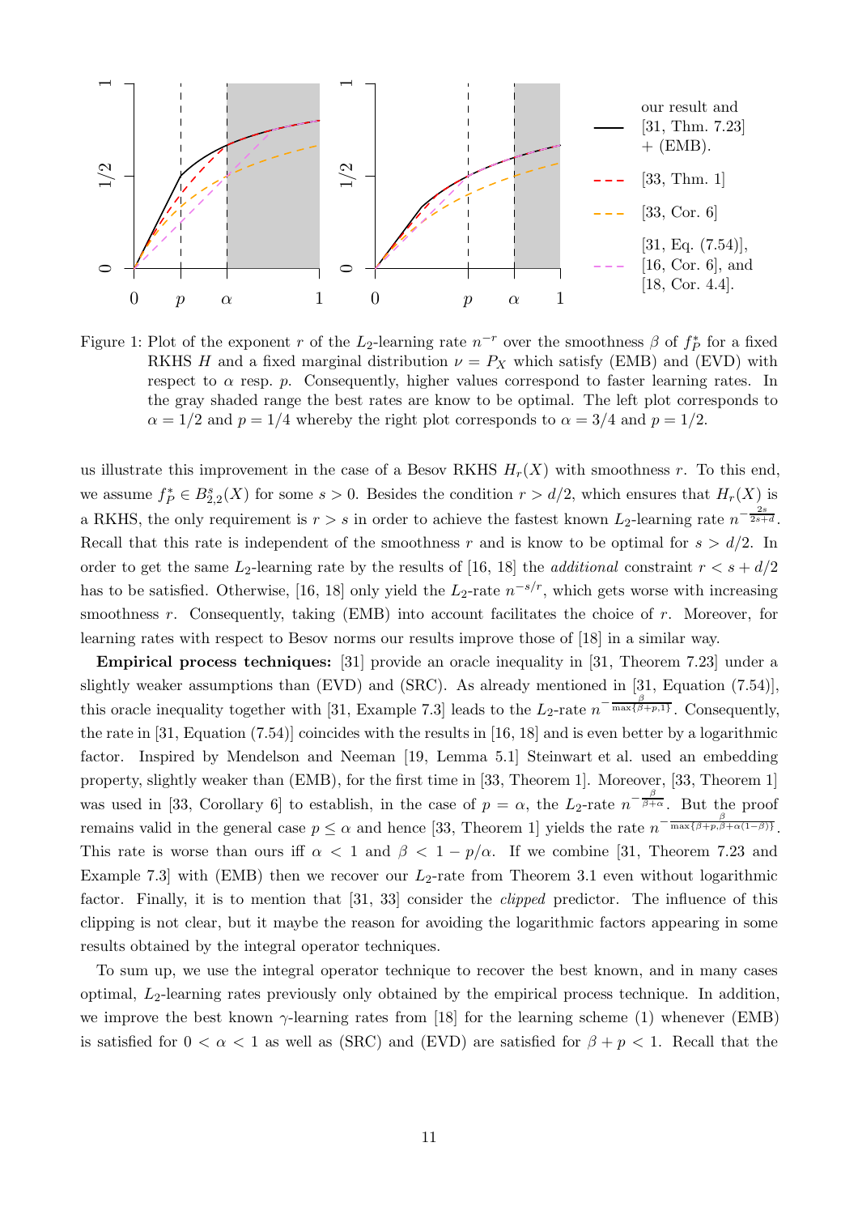Figure 1: Plot of the exponent $r$ of the $L_2$-learning rate $n^{-r}$ over the smoothness $\beta$ of $f_P^*$ for a fixed RKHS $H$ and a fixed marginal distribution $\nu = P_X$ which satisfy (EMB) and (EVD) with respect to $\alpha$ resp. $p$. Consequently, higher values correspond to faster learning rates. In the gray shaded range the best rates are know to be optimal. The left plot corresponds to $\alpha = 1/2$ and $p = 1/4$ whereby the right plot corresponds to $\alpha = 3/4$ and $p = 1/2$.

us illustrate this improvement in the case of a Besov RKHS $H_r(X)$ with smoothness $r$. To this end, we assume $f_P^* \in B^s_{2,2}(X)$ for some $s > 0$. Besides the condition $r > d/2$, which ensures that $H_r(X)$ is a RKHS, the only requirement is $r > s$ in order to achieve the fastest known $L_2$-learning rate $n^{-\frac{2s}{2s+d}}$. Recall that this rate is independent of the smoothness $r$ and is know to be optimal for $s > d/2$. In order to get the same $L_2$-learning rate by the results of [16, 18] the *additional* constraint $r < s + d/2$ has to be satisfied. Otherwise, [16, 18] only yield the $L_2$-rate $n^{-s/r}$, which gets worse with increasing smoothness $r$. Consequently, taking (EMB) into account facilitates the choice of $r$. Moreover, for learning rates with respect to Besov norms our results improve those of [18] in a similar way.

**Empirical process techniques:** [31] provide an oracle inequality in [31, Theorem 7.23] under a slightly weaker assumptions than (EVD) and (SRC). As already mentioned in [31, Equation (7.54)], this oracle inequality together with [31, Example 7.3] leads to the $L_2$-rate $n^{-\frac{\beta}{\max\{\beta+p,1\}}}$. Consequently, the rate in [31, Equation (7.54)] coincides with the results in [16, 18] and is even better by a logarithmic factor. Inspired by Mendelson and Neeman [19, Lemma 5.1] Steinwart et al. used an embedding property, slightly weaker than (EMB), for the first time in [33, Theorem 1]. Moreover, [33, Theorem 1] was used in [33, Corollary 6] to establish, in the case of $p = \alpha$, the $L_2$-rate $n^{-\frac{\beta}{\beta+\alpha}}$. But the proof remains valid in the general case $p \le \alpha$ and hence [33, Theorem 1] yields the rate $n^{-\frac{\beta}{\max\{\beta+p,\beta+\alpha(1-\beta)\}}}$. This rate is worse than ours iff $\alpha < 1$ and $\beta < 1 - p/\alpha$. If we combine [31, Theorem 7.23 and Example 7.3] with (EMB) then we recover our $L_2$-rate from Theorem 3.1 even without logarithmic factor. Finally, it is to mention that [31, 33] consider the *clipped* predictor. The influence of this clipping is not clear, but it maybe the reason for avoiding the logarithmic factors appearing in some results obtained by the integral operator techniques.

To sum up, we use the integral operator technique to recover the best known, and in many cases optimal, $L_2$-learning rates previously only obtained by the empirical process technique. In addition, we improve the best known $\gamma$-learning rates from [18] for the learning scheme (1) whenever (EMB) is satisfied for $0 < \alpha < 1$ as well as (SRC) and (EVD) are satisfied for $\beta + p < 1$. Recall that the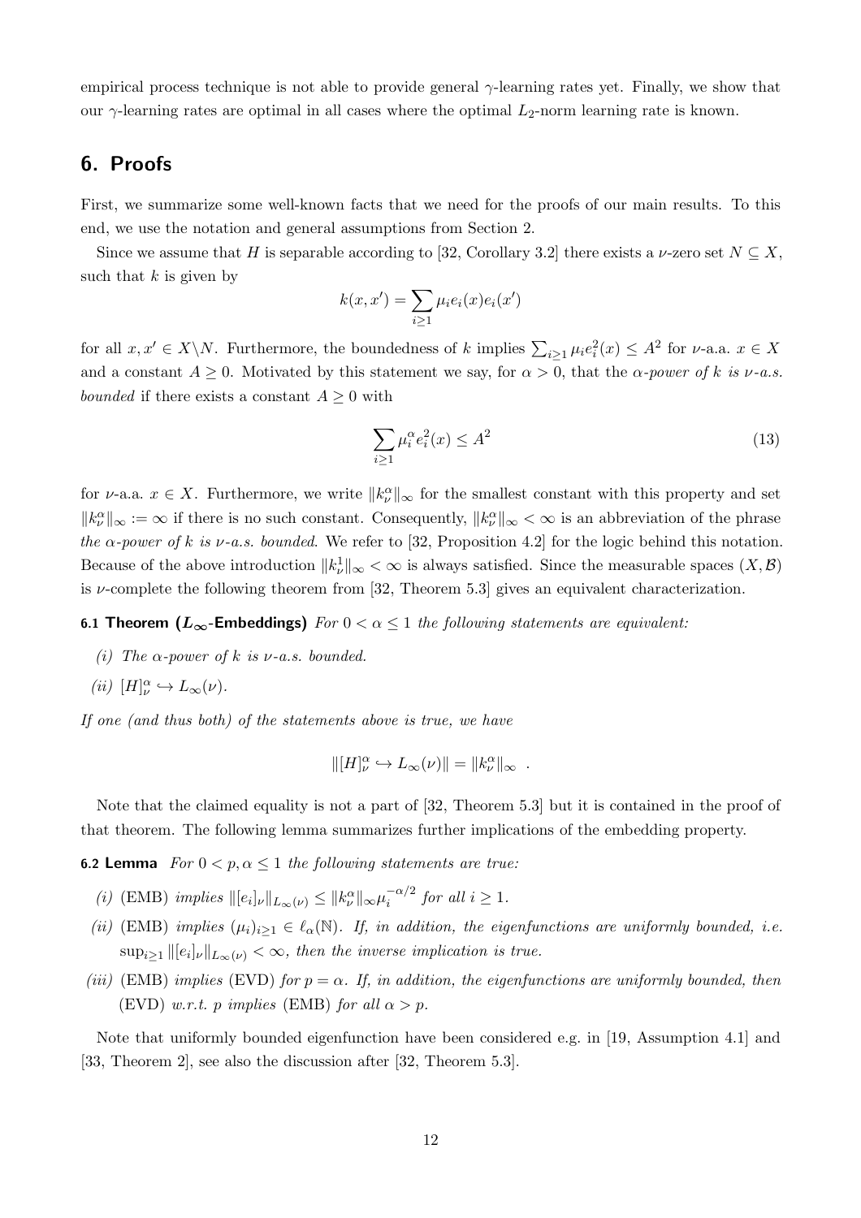empirical process technique is not able to provide general $\gamma$-learning rates yet. Finally, we show that our $\gamma$-learning rates are optimal in all cases where the optimal $L_2$-norm learning rate is known.

## 6. Proofs

First, we summarize some well-known facts that we need for the proofs of our main results. To this end, we use the notation and general assumptions from Section 2.

Since we assume that $H$ is separable according to [32, Corollary 3.2] there exists a $\nu$-zero set $N \subseteq X$, such that $k$ is given by

$$k(x, x') = \sum_{i \geq 1} \mu_i e_i(x) e_i(x')$$

for all $x, x' \in X \backslash N$. Furthermore, the boundedness of $k$ implies $\sum_{i \geq 1} \mu_i e_i^2(x) \leq A^2$ for $\nu$-a.a. $x \in X$ and a constant $A \geq 0$. Motivated by this statement we say, for $\alpha > 0$, that the *$\alpha$-power of $k$ is $\nu$-a.s. bounded* if there exists a constant $A \geq 0$ with

$$\sum_{i \geq 1} \mu_i^{\alpha} e_i^2(x) \leq A^2 \tag{13}$$

for $\nu$-a.a. $x \in X$. Furthermore, we write $\|k_\nu^\alpha\|_\infty$ for the smallest constant with this property and set $\|k_\nu^\alpha\|_\infty := \infty$ if there is no such constant. Consequently, $\|k_\nu^\alpha\|_\infty < \infty$ is an abbreviation of the phrase *the $\alpha$-power of $k$ is $\nu$-a.s. bounded*. We refer to [32, Proposition 4.2] for the logic behind this notation. Because of the above introduction $\|k_\nu^1\|_\infty < \infty$ is always satisfied. Since the measurable spaces $(X, \mathcal{B})$ is $\nu$-complete the following theorem from [32, Theorem 5.3] gives an equivalent characterization.

**6.1 Theorem ($L_\infty$-Embeddings)** *For $0 < \alpha \leq 1$ the following statements are equivalent:*

*(i) The $\alpha$-power of $k$ is $\nu$-a.s. bounded.*

*(ii) $[H]_\nu^\alpha \hookrightarrow L_\infty(\nu)$.*

*If one (and thus both) of the statements above is true, we have*

$$\|[H]_\nu^\alpha \hookrightarrow L_\infty(\nu)\| = \|k_\nu^\alpha\|_\infty \ .$$

Note that the claimed equality is not a part of [32, Theorem 5.3] but it is contained in the proof of that theorem. The following lemma summarizes further implications of the embedding property.

**6.2 Lemma** *For $0 < p, \alpha \leq 1$ the following statements are true:*

*(i)* (EMB) *implies $\|[e_i]_\nu\|_{L_\infty(\nu)} \leq \|k_\nu^\alpha\|_\infty \mu_i^{-\alpha/2}$ for all $i \geq 1$.*

*(ii)* (EMB) *implies $(\mu_i)_{i \geq 1} \in \ell_\alpha(\mathbb{N})$. If, in addition, the eigenfunctions are uniformly bounded, i.e. $\sup_{i \geq 1} \|[e_i]_\nu\|_{L_\infty(\nu)} < \infty$, then the inverse implication is true.*

*(iii)* (EMB) *implies* (EVD) *for $p = \alpha$. If, in addition, the eigenfunctions are uniformly bounded, then* (EVD) *w.r.t. $p$ implies* (EMB) *for all $\alpha > p$.*

Note that uniformly bounded eigenfunction have been considered e.g. in [19, Assumption 4.1] and [33, Theorem 2], see also the discussion after [32, Theorem 5.3].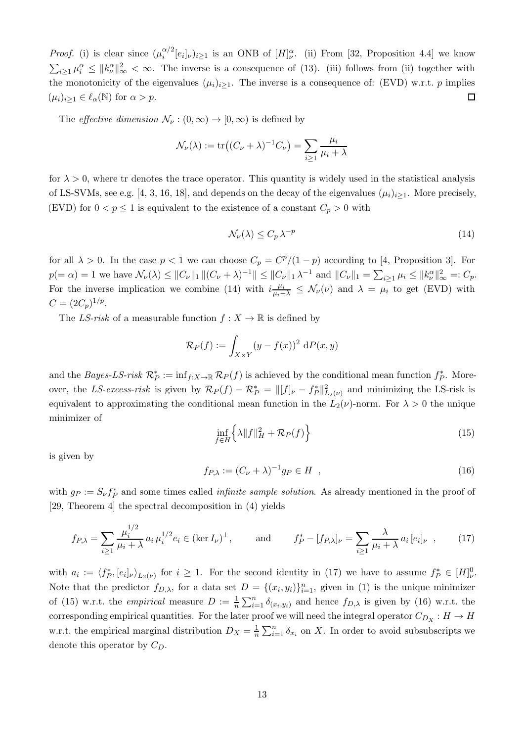*Proof.* (i) is clear since $(\mu_i^{\alpha/2}[e_i]_\nu)_{i\geq 1}$ is an ONB of $[H]_\nu^\alpha$. (ii) From [32, Proposition 4.4] we know $\sum_{i\geq 1}\mu_i^\alpha \leq \|k_\nu^\alpha\|_\infty^2 < \infty$. The inverse is a consequence of (13). (iii) follows from (ii) together with the monotonicity of the eigenvalues $(\mu_i)_{i\geq 1}$. The inverse is a consequence of: (EVD) w.r.t. $p$ implies $(\mu_i)_{i\geq 1} \in \ell_\alpha(\mathbb{N})$ for $\alpha > p$. $\square$

The *effective dimension* $\mathcal{N}_\nu : (0,\infty) \to [0,\infty)$ is defined by

$$\mathcal{N}_\nu(\lambda) := \operatorname{tr}\big((C_\nu + \lambda)^{-1} C_\nu\big) = \sum_{i\geq 1} \frac{\mu_i}{\mu_i + \lambda}$$

for $\lambda > 0$, where tr denotes the trace operator. This quantity is widely used in the statistical analysis of LS-SVMs, see e.g. [4, 3, 16, 18], and depends on the decay of the eigenvalues $(\mu_i)_{i\geq 1}$. More precisely, (EVD) for $0 < p \leq 1$ is equivalent to the existence of a constant $C_p > 0$ with

$$\mathcal{N}_\nu(\lambda) \leq C_p\, \lambda^{-p} \tag{14}$$

for all $\lambda > 0$. In the case $p < 1$ we can choose $C_p = C^p/(1-p)$ according to [4, Proposition 3]. For $p(=\alpha) = 1$ we have $\mathcal{N}_\nu(\lambda) \leq \|C_\nu\|_1 \|(C_\nu + \lambda)^{-1}\| \leq \|C_\nu\|_1\, \lambda^{-1}$ and $\|C_\nu\|_1 = \sum_{i\geq 1}\mu_i \leq \|k_\nu^\alpha\|_\infty^2 =: C_p$. For the inverse implication we combine (14) with $i\frac{\mu_i}{\mu_i+\lambda} \leq \mathcal{N}_\nu(\nu)$ and $\lambda = \mu_i$ to get (EVD) with $C = (2C_p)^{1/p}$.

The *LS-risk* of a measurable function $f : X \to \mathbb{R}$ is defined by

$$\mathcal{R}_P(f) := \int_{X\times Y} (y - f(x))^2 \, \mathrm{d}P(x,y)$$

and the *Bayes-LS-risk* $\mathcal{R}_P^* := \inf_{f: X\to\mathbb{R}} \mathcal{R}_P(f)$ is achieved by the conditional mean function $f_P^*$. Moreover, the *LS-excess-risk* is given by $\mathcal{R}_P(f) - \mathcal{R}_P^* = \|[f]_\nu - f_P^*\|_{L_2(\nu)}^2$ and minimizing the LS-risk is equivalent to approximating the conditional mean function in the $L_2(\nu)$-norm. For $\lambda > 0$ the unique minimizer of

$$\inf_{f\in H}\Big\{\lambda \|f\|_H^2 + \mathcal{R}_P(f)\Big\} \tag{15}$$

is given by

$$f_{P,\lambda} := (C_\nu + \lambda)^{-1} g_P \in H \ , \tag{16}$$

with $g_P := S_\nu f_P^*$ and some times called *infinite sample solution*. As already mentioned in the proof of [29, Theorem 4] the spectral decomposition in (4) yields

$$f_{P,\lambda} = \sum_{i\geq 1} \frac{\mu_i^{1/2}}{\mu_i + \lambda}\, a_i\, \mu_i^{1/2} e_i \in (\ker I_\nu)^\perp, \qquad \text{and} \qquad f_P^* - [f_{P,\lambda}]_\nu = \sum_{i\geq 1} \frac{\lambda}{\mu_i + \lambda}\, a_i\, [e_i]_\nu \ , \tag{17}$$

with $a_i := \langle f_P^*, [e_i]_\nu \rangle_{L_2(\nu)}$ for $i \geq 1$. For the second identity in (17) we have to assume $f_P^* \in [H]_\nu^0$. Note that the predictor $f_{D,\lambda}$, for a data set $D = \{(x_i,y_i)\}_{i=1}^n$, given in (1) is the unique minimizer of (15) w.r.t. the *empirical* measure $D := \frac{1}{n}\sum_{i=1}^n \delta_{(x_i,y_i)}$ and hence $f_{D,\lambda}$ is given by (16) w.r.t. the corresponding empirical quantities. For the later proof we will need the integral operator $C_{D_X} : H \to H$ w.r.t. the empirical marginal distribution $D_X = \frac{1}{n}\sum_{i=1}^n \delta_{x_i}$ on $X$. In order to avoid subsubscripts we denote this operator by $C_D$.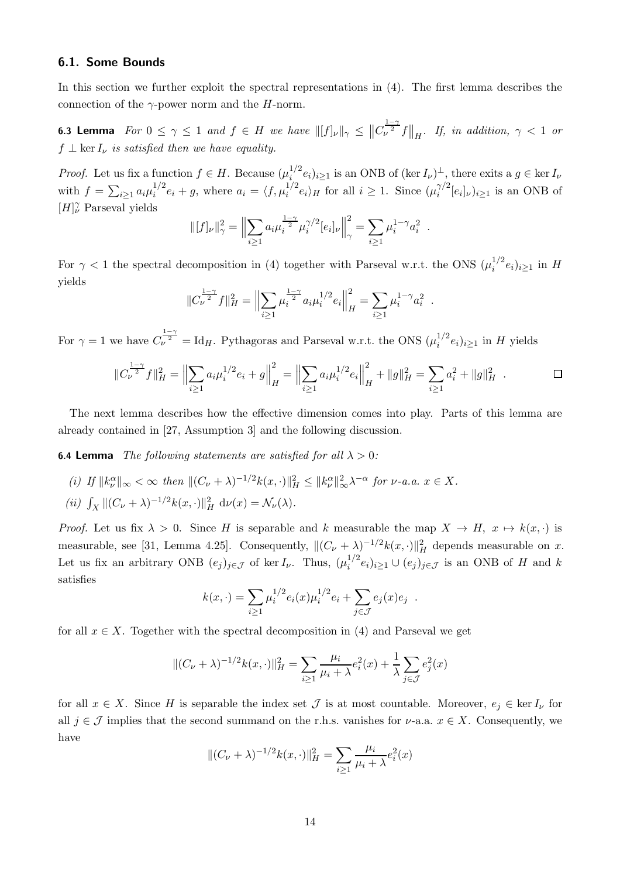### 6.1. Some Bounds

In this section we further exploit the spectral representations in (4). The first lemma describes the connection of the $\gamma$-power norm and the $H$-norm.

**6.3 Lemma** *For $0 \le \gamma \le 1$ and $f \in H$ we have $\|[f]_\nu\|_\gamma \le \big\|C_\nu^{\frac{1-\gamma}{2}} f\big\|_H$. If, in addition, $\gamma < 1$ or $f \perp \ker I_\nu$ is satisfied then we have equality.*

*Proof.* Let us fix a function $f \in H$. Because $(\mu_i^{1/2} e_i)_{i\ge 1}$ is an ONB of $(\ker I_\nu)^\perp$, there exits a $g \in \ker I_\nu$ with $f = \sum_{i\ge1} a_i \mu_i^{1/2} e_i + g$, where $a_i = \langle f, \mu_i^{1/2} e_i\rangle_H$ for all $i \ge 1$. Since $(\mu_i^{\gamma/2}[e_i]_\nu)_{i\ge1}$ is an ONB of $[H]_\nu^\gamma$ Parseval yields

$$\|[f]_\nu\|_\gamma^2 = \Big\|\sum_{i\ge1} a_i \mu_i^{\frac{1-\gamma}{2}} \mu_i^{\gamma/2}[e_i]_\nu\Big\|_\gamma^2 = \sum_{i\ge1} \mu_i^{1-\gamma} a_i^2 \ .$$

For $\gamma < 1$ the spectral decomposition in (4) together with Parseval w.r.t. the ONS $(\mu_i^{1/2} e_i)_{i\ge1}$ in $H$ yields

$$\|C_\nu^{\frac{1-\gamma}{2}} f\|_H^2 = \Big\|\sum_{i\ge1} \mu_i^{\frac{1-\gamma}{2}} a_i \mu_i^{1/2} e_i\Big\|_H^2 = \sum_{i\ge1} \mu_i^{1-\gamma} a_i^2 \ .$$

For $\gamma = 1$ we have $C_\nu^{\frac{1-\gamma}{2}} = \mathrm{Id}_H$. Pythagoras and Parseval w.r.t. the ONS $(\mu_i^{1/2} e_i)_{i\ge1}$ in $H$ yields

$$\|C_\nu^{\frac{1-\gamma}{2}} f\|_H^2 = \Big\|\sum_{i\ge1} a_i \mu_i^{1/2} e_i + g\Big\|_H^2 = \Big\|\sum_{i\ge1} a_i \mu_i^{1/2} e_i\Big\|_H^2 + \|g\|_H^2 = \sum_{i\ge1} a_i^2 + \|g\|_H^2 \ . \qquad \square$$

The next lemma describes how the effective dimension comes into play. Parts of this lemma are already contained in [27, Assumption 3] and the following discussion.

**6.4 Lemma** *The following statements are satisfied for all $\lambda > 0$:*

*(i) If $\|k_\nu^\alpha\|_\infty < \infty$ then $\|(C_\nu + \lambda)^{-1/2} k(x,\cdot)\|_H^2 \le \|k_\nu^\alpha\|_\infty^2 \lambda^{-\alpha}$ for $\nu$-a.a. $x \in X$.*

*(ii) $\int_X \|(C_\nu + \lambda)^{-1/2} k(x,\cdot)\|_H^2 \,\mathrm{d}\nu(x) = \mathcal{N}_\nu(\lambda)$.*

*Proof.* Let us fix $\lambda > 0$. Since $H$ is separable and $k$ measurable the map $X \to H$, $x \mapsto k(x,\cdot)$ is measurable, see [31, Lemma 4.25]. Consequently, $\|(C_\nu + \lambda)^{-1/2} k(x,\cdot)\|_H^2$ depends measurable on $x$. Let us fix an arbitrary ONB $(e_j)_{j\in\mathcal{J}}$ of $\ker I_\nu$. Thus, $(\mu_i^{1/2} e_i)_{i\ge1} \cup (e_j)_{j\in\mathcal{J}}$ is an ONB of $H$ and $k$ satisfies

$$k(x,\cdot) = \sum_{i\ge1} \mu_i^{1/2} e_i(x) \mu_i^{1/2} e_i + \sum_{j\in\mathcal{J}} e_j(x) e_j \ .$$

for all $x \in X$. Together with the spectral decomposition in (4) and Parseval we get

$$\|(C_\nu + \lambda)^{-1/2} k(x,\cdot)\|_H^2 = \sum_{i\ge1} \frac{\mu_i}{\mu_i + \lambda} e_i^2(x) + \frac{1}{\lambda} \sum_{j\in\mathcal{J}} e_j^2(x)$$

for all $x \in X$. Since $H$ is separable the index set $\mathcal{J}$ is at most countable. Moreover, $e_j \in \ker I_\nu$ for all $j \in \mathcal{J}$ implies that the second summand on the r.h.s. vanishes for $\nu$-a.a. $x \in X$. Consequently, we have

$$\|(C_\nu + \lambda)^{-1/2} k(x,\cdot)\|_H^2 = \sum_{i\ge1} \frac{\mu_i}{\mu_i + \lambda} e_i^2(x)$$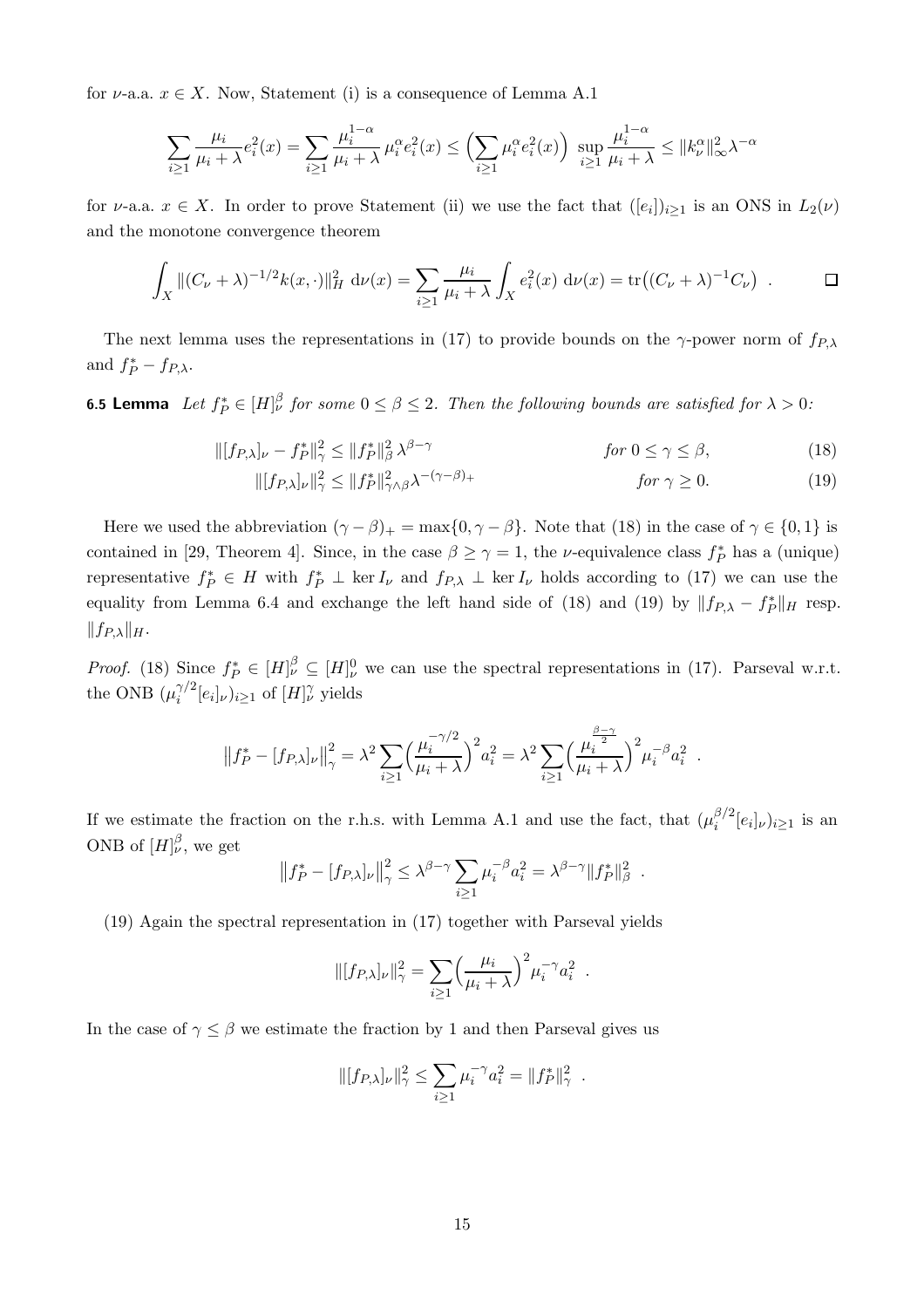for $\nu$-a.a. $x \in X$. Now, Statement (i) is a consequence of Lemma A.1

$$\sum_{i\geq 1} \frac{\mu_i}{\mu_i+\lambda} e_i^2(x) = \sum_{i\geq 1} \frac{\mu_i^{1-\alpha}}{\mu_i+\lambda} \mu_i^\alpha e_i^2(x) \leq \Big(\sum_{i\geq 1} \mu_i^\alpha e_i^2(x)\Big) \sup_{i\geq 1} \frac{\mu_i^{1-\alpha}}{\mu_i+\lambda} \leq \|k_\nu^\alpha\|_\infty^2 \lambda^{-\alpha}$$

for $\nu$-a.a. $x \in X$. In order to prove Statement (ii) we use the fact that $([e_i])_{i\geq 1}$ is an ONS in $L_2(\nu)$ and the monotone convergence theorem

$$\int_X \|(C_\nu+\lambda)^{-1/2} k(x,\cdot)\|_H^2 \, \mathrm{d}\nu(x) = \sum_{i\geq 1} \frac{\mu_i}{\mu_i+\lambda} \int_X e_i^2(x) \, \mathrm{d}\nu(x) = \operatorname{tr}\big((C_\nu+\lambda)^{-1} C_\nu\big) \ . \qquad \square$$

The next lemma uses the representations in (17) to provide bounds on the $\gamma$-power norm of $f_{P,\lambda}$ and $f_P^* - f_{P,\lambda}$.

**6.5 Lemma** *Let $f_P^* \in [H]_\nu^\beta$ for some $0 \leq \beta \leq 2$. Then the following bounds are satisfied for $\lambda > 0$:*

$$\|[f_{P,\lambda}]_\nu - f_P^*\|_\gamma^2 \leq \|f_P^*\|_\beta^2 \, \lambda^{\beta-\gamma} \qquad \text{for } 0 \leq \gamma \leq \beta, \tag{18}$$

$$\|[f_{P,\lambda}]_\nu\|_\gamma^2 \leq \|f_P^*\|_{\gamma\wedge\beta}^2 \lambda^{-(\gamma-\beta)_+} \qquad \text{for } \gamma \geq 0. \tag{19}$$

Here we used the abbreviation $(\gamma-\beta)_+ = \max\{0, \gamma-\beta\}$. Note that (18) in the case of $\gamma \in \{0,1\}$ is contained in [29, Theorem 4]. Since, in the case $\beta \geq \gamma = 1$, the $\nu$-equivalence class $f_P^*$ has a (unique) representative $f_P^* \in H$ with $f_P^* \perp \ker I_\nu$ and $f_{P,\lambda} \perp \ker I_\nu$ holds according to (17) we can use the equality from Lemma 6.4 and exchange the left hand side of (18) and (19) by $\|f_{P,\lambda} - f_P^*\|_H$ resp. $\|f_{P,\lambda}\|_H$.

*Proof.* (18) Since $f_P^* \in [H]_\nu^\beta \subseteq [H]_\nu^0$ we can use the spectral representations in (17). Parseval w.r.t. the ONB $(\mu_i^{\gamma/2}[e_i]_\nu)_{i\geq 1}$ of $[H]_\nu^\gamma$ yields

$$\big\|f_P^* - [f_{P,\lambda}]_\nu\big\|_\gamma^2 = \lambda^2 \sum_{i\geq 1} \Big(\frac{\mu_i^{-\gamma/2}}{\mu_i+\lambda}\Big)^2 a_i^2 = \lambda^2 \sum_{i\geq 1} \Big(\frac{\mu_i^{\frac{\beta-\gamma}{2}}}{\mu_i+\lambda}\Big)^2 \mu_i^{-\beta} a_i^2 \ .$$

If we estimate the fraction on the r.h.s. with Lemma A.1 and use the fact, that $(\mu_i^{\beta/2}[e_i]_\nu)_{i\geq 1}$ is an ONB of $[H]_\nu^\beta$, we get

$$\big\|f_P^* - [f_{P,\lambda}]_\nu\big\|_\gamma^2 \leq \lambda^{\beta-\gamma} \sum_{i\geq 1} \mu_i^{-\beta} a_i^2 = \lambda^{\beta-\gamma} \|f_P^*\|_\beta^2 \ .$$

(19) Again the spectral representation in (17) together with Parseval yields

$$\|[f_{P,\lambda}]_\nu\|_\gamma^2 = \sum_{i\geq 1} \Big(\frac{\mu_i}{\mu_i+\lambda}\Big)^2 \mu_i^{-\gamma} a_i^2 \ .$$

In the case of $\gamma \leq \beta$ we estimate the fraction by 1 and then Parseval gives us

$$\|[f_{P,\lambda}]_\nu\|_\gamma^2 \leq \sum_{i\geq 1} \mu_i^{-\gamma} a_i^2 = \|f_P^*\|_\gamma^2 \ .$$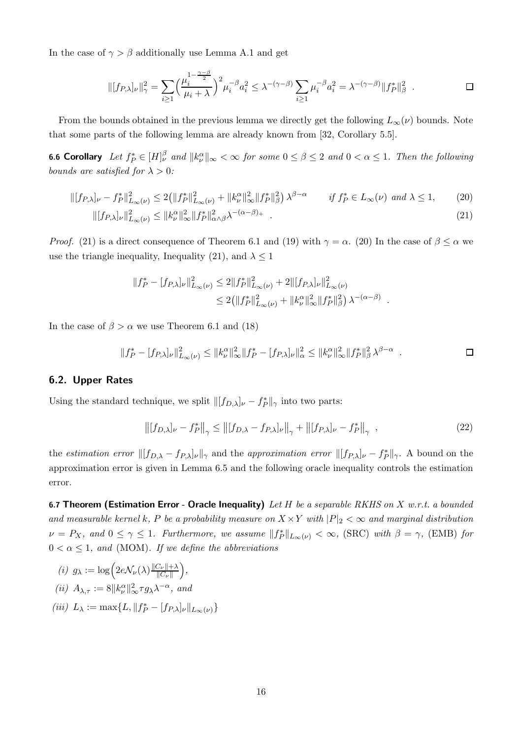In the case of $\gamma > \beta$ additionally use Lemma A.1 and get

$$\|[f_{P,\lambda}]_\nu\|_\gamma^2 = \sum_{i\geq 1} \Big(\frac{\mu_i^{1-\frac{\gamma-\beta}{2}}}{\mu_i+\lambda}\Big)^2 \mu_i^{-\beta} a_i^2 \leq \lambda^{-(\gamma-\beta)} \sum_{i\geq 1} \mu_i^{-\beta} a_i^2 = \lambda^{-(\gamma-\beta)} \|f_P^*\|_\beta^2 \ . \qquad \square$$

From the bounds obtained in the previous lemma we directly get the following $L_\infty(\nu)$ bounds. Note that some parts of the following lemma are already known from [32, Corollary 5.5].

**6.6 Corollary** *Let $f_P^* \in [H]_\nu^\beta$ and $\|k_\nu^\alpha\|_\infty < \infty$ for some $0 \leq \beta \leq 2$ and $0 < \alpha \leq 1$. Then the following bounds are satisfied for $\lambda > 0$:*

$$\|[f_{P,\lambda}]_\nu - f_P^*\|_{L_\infty(\nu)}^2 \leq 2\big(\|f_P^*\|_{L_\infty(\nu)}^2 + \|k_\nu^\alpha\|_\infty^2 \|f_P^*\|_\beta^2\big)\, \lambda^{\beta-\alpha} \qquad \text{if } f_P^* \in L_\infty(\nu) \text{ and } \lambda \leq 1, \tag{20}$$

$$\|[f_{P,\lambda}]_\nu\|_{L_\infty(\nu)}^2 \leq \|k_\nu^\alpha\|_\infty^2 \|f_P^*\|_{\alpha\wedge\beta}^2 \lambda^{-(\alpha-\beta)_+} \ . \tag{21}$$

*Proof.* (21) is a direct consequence of Theorem 6.1 and (19) with $\gamma = \alpha$. (20) In the case of $\beta \leq \alpha$ we use the triangle inequality, Inequality (21), and $\lambda \leq 1$

$$\begin{aligned}\|f_P^* - [f_{P,\lambda}]_\nu\|_{L_\infty(\nu)}^2 &\leq 2\|f_P^*\|_{L_\infty(\nu)}^2 + 2\|[f_{P,\lambda}]_\nu\|_{L_\infty(\nu)}^2 \\ &\leq 2\big(\|f_P^*\|_{L_\infty(\nu)}^2 + \|k_\nu^\alpha\|_\infty^2 \|f_P^*\|_\beta^2\big)\, \lambda^{-(\alpha-\beta)} \ .\end{aligned}$$

In the case of $\beta > \alpha$ we use Theorem 6.1 and (18)

$$\|f_P^* - [f_{P,\lambda}]_\nu\|_{L_\infty(\nu)}^2 \leq \|k_\nu^\alpha\|_\infty^2 \|f_P^* - [f_{P,\lambda}]_\nu\|_\alpha^2 \leq \|k_\nu^\alpha\|_\infty^2 \|f_P^*\|_\beta^2\, \lambda^{\beta-\alpha} \ . \qquad \square$$

## 6.2. Upper Rates

Using the standard technique, we split $\|[f_{D,\lambda}]_\nu - f_P^*\|_\gamma$ into two parts:

$$\big\|[f_{D,\lambda}]_\nu - f_P^*\big\|_\gamma \leq \big\|[f_{D,\lambda} - f_{P,\lambda}]_\nu\big\|_\gamma + \big\|[f_{P,\lambda}]_\nu - f_P^*\big\|_\gamma \ , \tag{22}$$

the *estimation error* $\|[f_{D,\lambda} - f_{P,\lambda}]_\nu\|_\gamma$ and the *approximation error* $\|[f_{P,\lambda}]_\nu - f_P^*\|_\gamma$. A bound on the approximation error is given in Lemma 6.5 and the following oracle inequality controls the estimation error.

**6.7 Theorem (Estimation Error - Oracle Inequality)** *Let $H$ be a separable RKHS on $X$ w.r.t. a bounded and measurable kernel $k$, $P$ be a probability measure on $X \times Y$ with $|P|_2 < \infty$ and marginal distribution $\nu = P_X$, and $0 \leq \gamma \leq 1$. Furthermore, we assume $\|f_P^*\|_{L_\infty(\nu)} < \infty$, (SRC) with $\beta = \gamma$, (EMB) for $0 < \alpha \leq 1$, and (MOM). If we define the abbreviations*

*(i)* $g_\lambda := \log\Big(2e\mathcal{N}_\nu(\lambda)\frac{\|C_\nu\|+\lambda}{\|C_\nu\|}\Big)$,

*(ii)* $A_{\lambda,\tau} := 8\|k_\nu^\alpha\|_\infty^2 \tau g_\lambda \lambda^{-\alpha}$, *and*

*(iii)* $L_\lambda := \max\{L, \|f_P^* - [f_{P,\lambda}]_\nu\|_{L_\infty(\nu)}\}$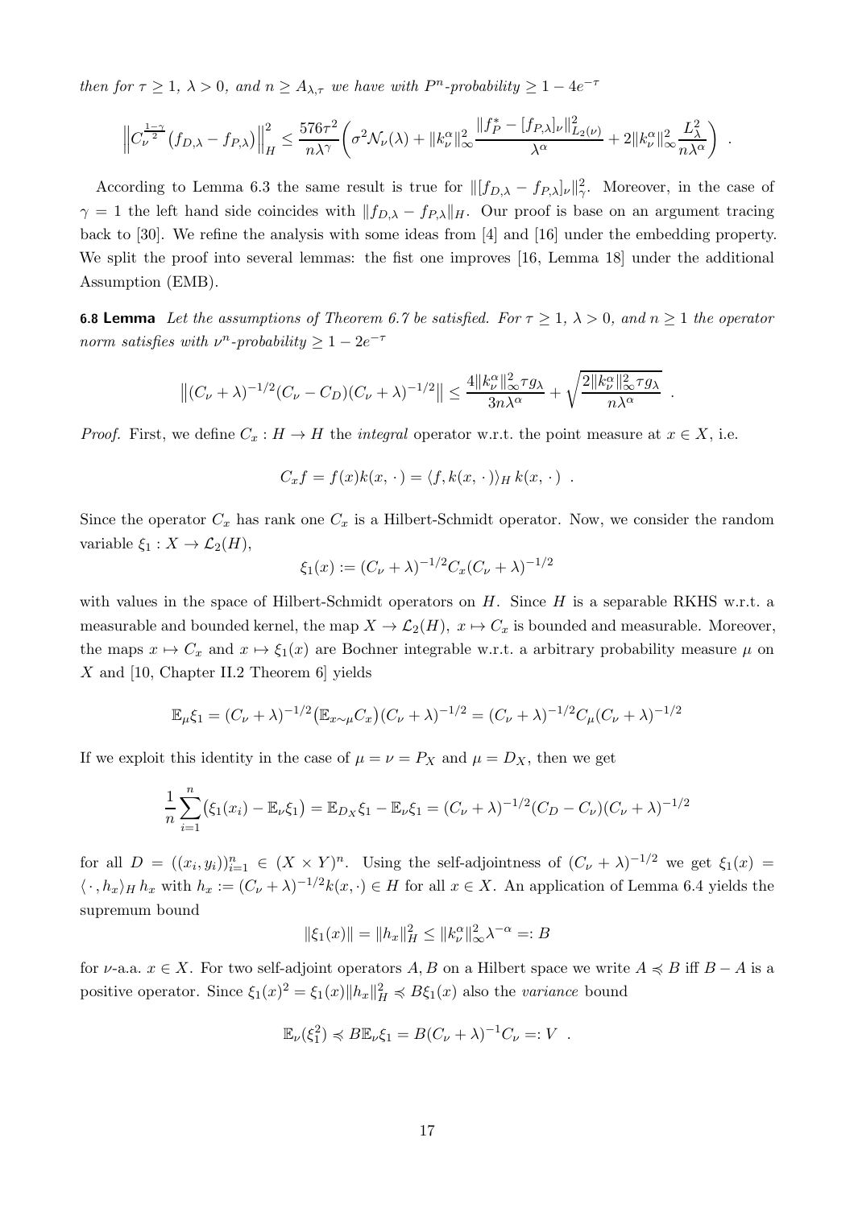*then for $\tau \geq 1$, $\lambda > 0$, and $n \geq A_{\lambda,\tau}$ we have with $P^n$-probability $\geq 1 - 4e^{-\tau}$*

$$
\left\| C_\nu^{\frac{1-\gamma}{2}} \big(f_{D,\lambda} - f_{P,\lambda}\big) \right\|_H^2 \leq \frac{576\tau^2}{n\lambda^\gamma} \left( \sigma^2 \mathcal{N}_\nu(\lambda) + \|k_\nu^\alpha\|_\infty^2 \frac{\|f_P^* - [f_{P,\lambda}]_\nu\|_{L_2(\nu)}^2}{\lambda^\alpha} + 2\|k_\nu^\alpha\|_\infty^2 \frac{L_\lambda^2}{n\lambda^\alpha} \right) .
$$

According to Lemma 6.3 the same result is true for $\|[f_{D,\lambda} - f_{P,\lambda}]_\nu\|_\gamma^2$. Moreover, in the case of $\gamma = 1$ the left hand side coincides with $\|f_{D,\lambda} - f_{P,\lambda}\|_H$. Our proof is base on an argument tracing back to [30]. We refine the analysis with some ideas from [4] and [16] under the embedding property. We split the proof into several lemmas: the fist one improves [16, Lemma 18] under the additional Assumption (EMB).

**6.8 Lemma** *Let the assumptions of Theorem 6.7 be satisfied. For $\tau \geq 1$, $\lambda > 0$, and $n \geq 1$ the operator norm satisfies with $\nu^n$-probability $\geq 1 - 2e^{-\tau}$*

$$
\left\| (C_\nu + \lambda)^{-1/2} (C_\nu - C_D)(C_\nu + \lambda)^{-1/2} \right\| \leq \frac{4\|k_\nu^\alpha\|_\infty^2 \tau g_\lambda}{3n\lambda^\alpha} + \sqrt{\frac{2\|k_\nu^\alpha\|_\infty^2 \tau g_\lambda}{n\lambda^\alpha}} .
$$

*Proof.* First, we define $C_x : H \to H$ the *integral* operator w.r.t. the point measure at $x \in X$, i.e.

$$
C_x f = f(x) k(x, \cdot\,) = \langle f, k(x, \cdot\,) \rangle_H \, k(x, \cdot\,) .
$$

Since the operator $C_x$ has rank one $C_x$ is a Hilbert-Schmidt operator. Now, we consider the random variable $\xi_1 : X \to \mathcal{L}_2(H)$,

$$
\xi_1(x) := (C_\nu + \lambda)^{-1/2} C_x (C_\nu + \lambda)^{-1/2}
$$

with values in the space of Hilbert-Schmidt operators on $H$. Since $H$ is a separable RKHS w.r.t. a measurable and bounded kernel, the map $X \to \mathcal{L}_2(H)$, $x \mapsto C_x$ is bounded and measurable. Moreover, the maps $x \mapsto C_x$ and $x \mapsto \xi_1(x)$ are Bochner integrable w.r.t. a arbitrary probability measure $\mu$ on $X$ and [10, Chapter II.2 Theorem 6] yields

$$
\mathbb{E}_\mu \xi_1 = (C_\nu + \lambda)^{-1/2} \big(\mathbb{E}_{x \sim \mu} C_x\big) (C_\nu + \lambda)^{-1/2} = (C_\nu + \lambda)^{-1/2} C_\mu (C_\nu + \lambda)^{-1/2}
$$

If we exploit this identity in the case of $\mu = \nu = P_X$ and $\mu = D_X$, then we get

$$
\frac{1}{n} \sum_{i=1}^n \big(\xi_1(x_i) - \mathbb{E}_\nu \xi_1\big) = \mathbb{E}_{D_X} \xi_1 - \mathbb{E}_\nu \xi_1 = (C_\nu + \lambda)^{-1/2} (C_D - C_\nu)(C_\nu + \lambda)^{-1/2}
$$

for all $D = ((x_i, y_i))_{i=1}^n \in (X \times Y)^n$. Using the self-adjointness of $(C_\nu + \lambda)^{-1/2}$ we get $\xi_1(x) = \langle\, \cdot\,, h_x \rangle_H \, h_x$ with $h_x := (C_\nu + \lambda)^{-1/2} k(x, \cdot) \in H$ for all $x \in X$. An application of Lemma 6.4 yields the supremum bound

$$
\|\xi_1(x)\| = \|h_x\|_H^2 \leq \|k_\nu^\alpha\|_\infty^2 \lambda^{-\alpha} =: B
$$

for $\nu$-a.a. $x \in X$. For two self-adjoint operators $A, B$ on a Hilbert space we write $A \preccurlyeq B$ iff $B - A$ is a positive operator. Since $\xi_1(x)^2 = \xi_1(x) \|h_x\|_H^2 \preccurlyeq B \xi_1(x)$ also the *variance* bound

$$
\mathbb{E}_\nu (\xi_1^2) \preccurlyeq B \mathbb{E}_\nu \xi_1 = B (C_\nu + \lambda)^{-1} C_\nu =: V .
$$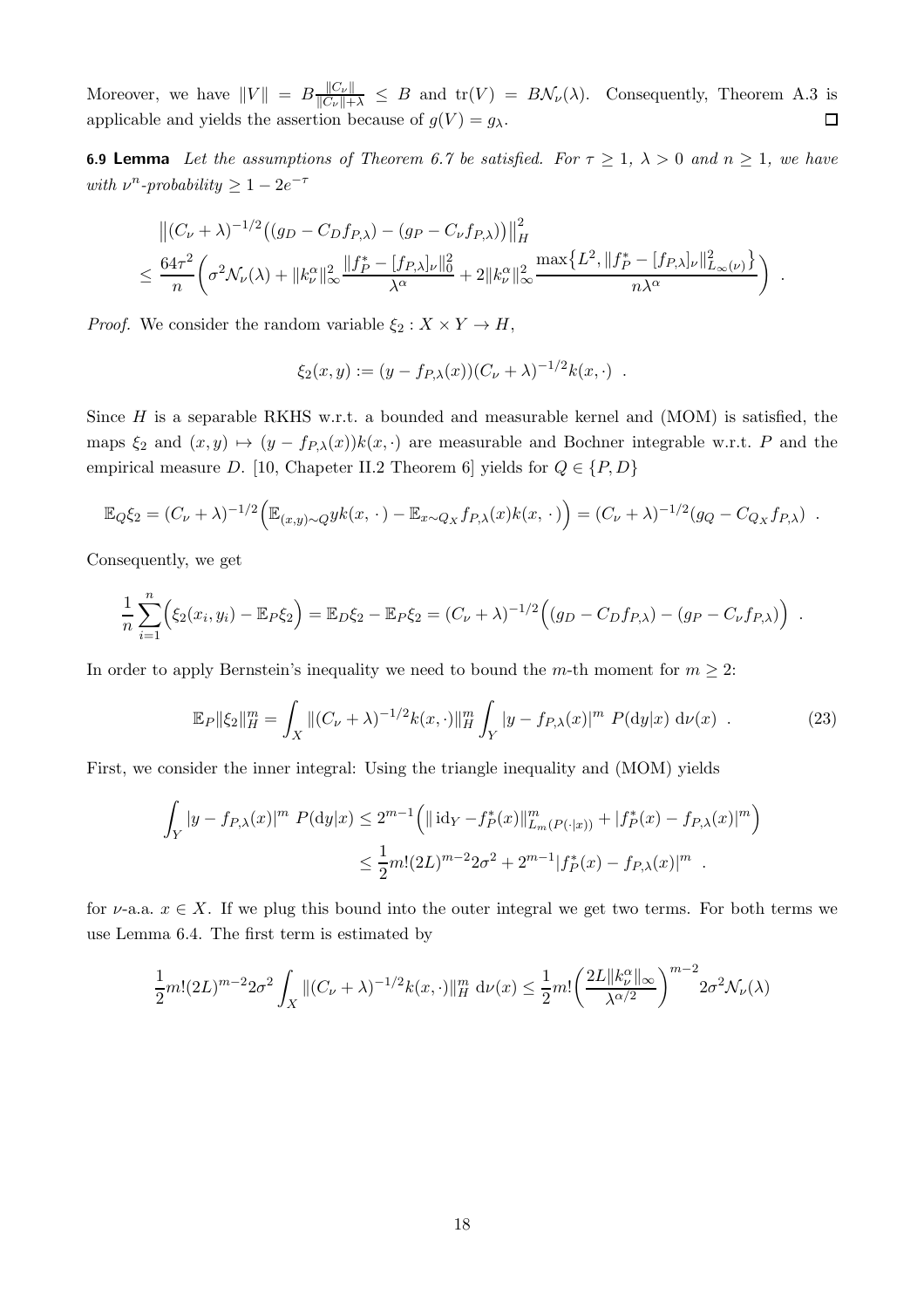Moreover, we have $\|V\| = B\frac{\|C_\nu\|}{\|C_\nu\|+\lambda} \leq B$ and $\operatorname{tr}(V) = B\mathcal{N}_\nu(\lambda)$. Consequently, Theorem A.3 is applicable and yields the assertion because of $g(V) = g_\lambda$. □

**6.9 Lemma** *Let the assumptions of Theorem 6.7 be satisfied. For $\tau \geq 1$, $\lambda > 0$ and $n \geq 1$, we have with $\nu^n$-probability $\geq 1 - 2e^{-\tau}$*

$$
\begin{aligned}
&\left\|(C_\nu + \lambda)^{-1/2}\big((g_D - C_D f_{P,\lambda}) - (g_P - C_\nu f_{P,\lambda})\big)\right\|_H^2 \\
&\leq \frac{64\tau^2}{n}\left(\sigma^2\mathcal{N}_\nu(\lambda) + \|k_\nu^\alpha\|_\infty^2 \frac{\|f_P^* - [f_{P,\lambda}]_\nu\|_0^2}{\lambda^\alpha} + 2\|k_\nu^\alpha\|_\infty^2 \frac{\max\{L^2, \|f_P^* - [f_{P,\lambda}]_\nu\|_{L_\infty(\nu)}^2\}}{n\lambda^\alpha}\right) .
\end{aligned}
$$

*Proof.* We consider the random variable $\xi_2 : X \times Y \to H$,

$$
\xi_2(x,y) := (y - f_{P,\lambda}(x))(C_\nu + \lambda)^{-1/2} k(x,\cdot) .
$$

Since $H$ is a separable RKHS w.r.t. a bounded and measurable kernel and (MOM) is satisfied, the maps $\xi_2$ and $(x,y) \mapsto (y - f_{P,\lambda}(x))k(x,\cdot)$ are measurable and Bochner integrable w.r.t. $P$ and the empirical measure $D$. [10, Chapeter II.2 Theorem 6] yields for $Q \in \{P, D\}$

$$
\mathbb{E}_Q \xi_2 = (C_\nu + \lambda)^{-1/2}\Big(\mathbb{E}_{(x,y)\sim Q}\, y k(x,\,\cdot\,) - \mathbb{E}_{x\sim Q_X} f_{P,\lambda}(x) k(x,\,\cdot\,)\Big) = (C_\nu + \lambda)^{-1/2}(g_Q - C_{Q_X} f_{P,\lambda}) .
$$

Consequently, we get

$$
\frac{1}{n}\sum_{i=1}^n \Big(\xi_2(x_i,y_i) - \mathbb{E}_P \xi_2\Big) = \mathbb{E}_D \xi_2 - \mathbb{E}_P \xi_2 = (C_\nu + \lambda)^{-1/2}\Big((g_D - C_D f_{P,\lambda}) - (g_P - C_\nu f_{P,\lambda})\Big) .
$$

In order to apply Bernstein's inequality we need to bound the $m$-th moment for $m \geq 2$:

$$
\mathbb{E}_P \|\xi_2\|_H^m = \int_X \|(C_\nu + \lambda)^{-1/2} k(x,\cdot)\|_H^m \int_Y |y - f_{P,\lambda}(x)|^m \; P(\mathrm{d}y|x) \; \mathrm{d}\nu(x) . \tag{23}
$$

First, we consider the inner integral: Using the triangle inequality and (MOM) yields

$$
\begin{aligned}
\int_Y |y - f_{P,\lambda}(x)|^m \; P(\mathrm{d}y|x) &\leq 2^{m-1}\Big(\|\operatorname{id}_Y - f_P^*(x)\|_{L_m(P(\cdot|x))}^m + |f_P^*(x) - f_{P,\lambda}(x)|^m\Big) \\
&\leq \frac{1}{2}m!(2L)^{m-2}2\sigma^2 + 2^{m-1}|f_P^*(x) - f_{P,\lambda}(x)|^m .
\end{aligned}
$$

for $\nu$-a.a. $x \in X$. If we plug this bound into the outer integral we get two terms. For both terms we use Lemma 6.4. The first term is estimated by

$$
\frac{1}{2}m!(2L)^{m-2}2\sigma^2 \int_X \|(C_\nu + \lambda)^{-1/2} k(x,\cdot)\|_H^m \; \mathrm{d}\nu(x) \leq \frac{1}{2}m!\left(\frac{2L\|k_\nu^\alpha\|_\infty}{\lambda^{\alpha/2}}\right)^{m-2} 2\sigma^2 \mathcal{N}_\nu(\lambda)
$$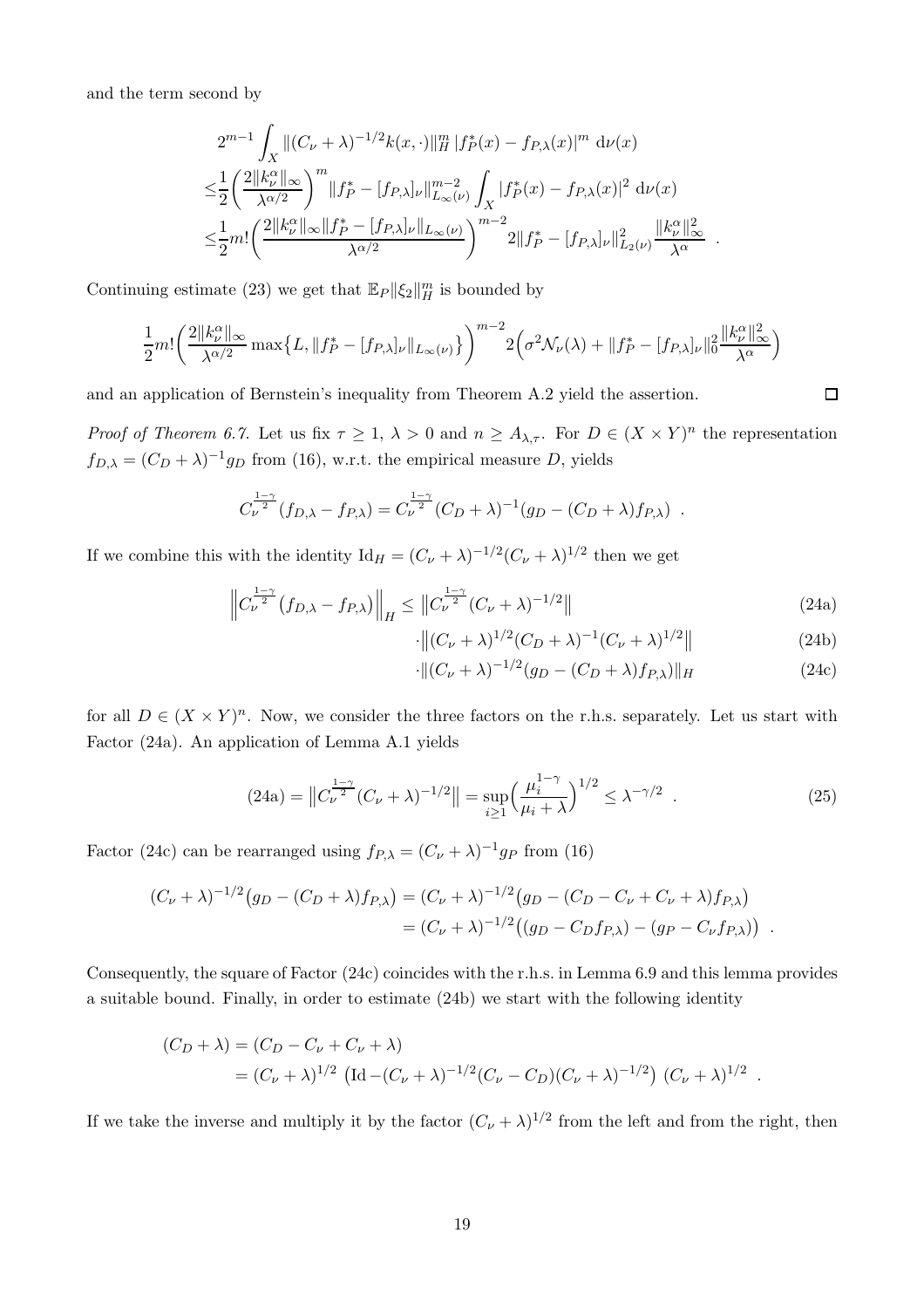and the term second by

$$
\begin{aligned}
&2^{m-1}\int_X \|(C_\nu+\lambda)^{-1/2}k(x,\cdot)\|_H^m\,|f_P^*(x)-f_{P,\lambda}(x)|^m\,\mathrm{d}\nu(x)\\
\leq&\frac{1}{2}\bigg(\frac{2\|k_\nu^\alpha\|_\infty}{\lambda^{\alpha/2}}\bigg)^m\|f_P^*-[f_{P,\lambda}]_\nu\|_{L_\infty(\nu)}^{m-2}\int_X|f_P^*(x)-f_{P,\lambda}(x)|^2\,\mathrm{d}\nu(x)\\
\leq&\frac{1}{2}m!\bigg(\frac{2\|k_\nu^\alpha\|_\infty\|f_P^*-[f_{P,\lambda}]_\nu\|_{L_\infty(\nu)}}{\lambda^{\alpha/2}}\bigg)^{m-2}2\|f_P^*-[f_{P,\lambda}]_\nu\|_{L_2(\nu)}^2\frac{\|k_\nu^\alpha\|_\infty^2}{\lambda^\alpha}\ .
\end{aligned}
$$

Continuing estimate (23) we get that $\mathbb{E}_P\|\xi_2\|_H^m$ is bounded by

$$
\frac{1}{2}m!\bigg(\frac{2\|k_\nu^\alpha\|_\infty}{\lambda^{\alpha/2}}\max\big\{L,\|f_P^*-[f_{P,\lambda}]_\nu\|_{L_\infty(\nu)}\big\}\bigg)^{m-2}2\Big(\sigma^2\mathcal{N}_\nu(\lambda)+\|f_P^*-[f_{P,\lambda}]_\nu\|_0^2\frac{\|k_\nu^\alpha\|_\infty^2}{\lambda^\alpha}\Big)
$$

and an application of Bernstein's inequality from Theorem A.2 yield the assertion. □

*Proof of Theorem 6.7.* Let us fix $\tau\geq 1$, $\lambda>0$ and $n\geq A_{\lambda,\tau}$. For $D\in(X\times Y)^n$ the representation $f_{D,\lambda}=(C_D+\lambda)^{-1}g_D$ from (16), w.r.t. the empirical measure $D$, yields

$$
C_\nu^{\frac{1-\gamma}{2}}(f_{D,\lambda}-f_{P,\lambda})=C_\nu^{\frac{1-\gamma}{2}}(C_D+\lambda)^{-1}(g_D-(C_D+\lambda)f_{P,\lambda})\ .
$$

If we combine this with the identity $\mathrm{Id}_H=(C_\nu+\lambda)^{-1/2}(C_\nu+\lambda)^{1/2}$ then we get

$$
\Big\|C_\nu^{\frac{1-\gamma}{2}}\big(f_{D,\lambda}-f_{P,\lambda}\big)\Big\|_H\leq\big\|C_\nu^{\frac{1-\gamma}{2}}(C_\nu+\lambda)^{-1/2}\big\| \tag{24a}
$$

$$
\cdot\big\|(C_\nu+\lambda)^{1/2}(C_D+\lambda)^{-1}(C_\nu+\lambda)^{1/2}\big\| \tag{24b}
$$

$$
\cdot\|(C_\nu+\lambda)^{-1/2}(g_D-(C_D+\lambda)f_{P,\lambda})\|_H \tag{24c}
$$

for all $D\in(X\times Y)^n$. Now, we consider the three factors on the r.h.s. separately. Let us start with Factor (24a). An application of Lemma A.1 yields

$$
\text{(24a)}=\big\|C_\nu^{\frac{1-\gamma}{2}}(C_\nu+\lambda)^{-1/2}\big\|=\sup_{i\geq1}\Big(\frac{\mu_i^{1-\gamma}}{\mu_i+\lambda}\Big)^{1/2}\leq\lambda^{-\gamma/2}\ . \tag{25}
$$

Factor (24c) can be rearranged using $f_{P,\lambda}=(C_\nu+\lambda)^{-1}g_P$ from (16)

$$
\begin{aligned}
(C_\nu+\lambda)^{-1/2}\big(g_D-(C_D+\lambda)f_{P,\lambda}\big)&=(C_\nu+\lambda)^{-1/2}\big(g_D-(C_D-C_\nu+C_\nu+\lambda)f_{P,\lambda}\big)\\
&=(C_\nu+\lambda)^{-1/2}\big((g_D-C_Df_{P,\lambda})-(g_P-C_\nu f_{P,\lambda})\big)\ .
\end{aligned}
$$

Consequently, the square of Factor (24c) coincides with the r.h.s. in Lemma 6.9 and this lemma provides a suitable bound. Finally, in order to estimate (24b) we start with the following identity

$$
\begin{aligned}
(C_D+\lambda)&=(C_D-C_\nu+C_\nu+\lambda)\\
&=(C_\nu+\lambda)^{1/2}\ \big(\mathrm{Id}-(C_\nu+\lambda)^{-1/2}(C_\nu-C_D)(C_\nu+\lambda)^{-1/2}\big)\ (C_\nu+\lambda)^{1/2}\ .
\end{aligned}
$$

If we take the inverse and multiply it by the factor $(C_\nu+\lambda)^{1/2}$ from the left and from the right, then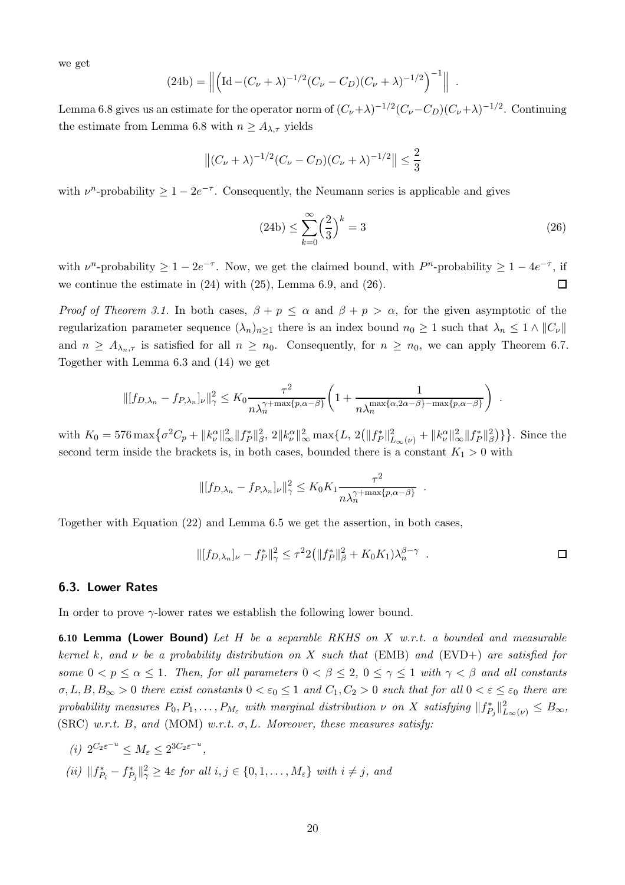we get

$$
(24b) = \left\| \left( \mathrm{Id} - (C_\nu + \lambda)^{-1/2}(C_\nu - C_D)(C_\nu + \lambda)^{-1/2} \right)^{-1} \right\| \ .
$$

Lemma 6.8 gives us an estimate for the operator norm of $(C_\nu+\lambda)^{-1/2}(C_\nu-C_D)(C_\nu+\lambda)^{-1/2}$. Continuing the estimate from Lemma 6.8 with $n \geq A_{\lambda,\tau}$ yields

$$
\left\|(C_\nu + \lambda)^{-1/2}(C_\nu - C_D)(C_\nu + \lambda)^{-1/2}\right\| \leq \frac{2}{3}
$$

with $\nu^n$-probability $\geq 1 - 2e^{-\tau}$. Consequently, the Neumann series is applicable and gives

$$
(24b) \leq \sum_{k=0}^{\infty} \Big(\frac{2}{3}\Big)^k = 3 \tag{26}
$$

with $\nu^n$-probability $\geq 1 - 2e^{-\tau}$. Now, we get the claimed bound, with $P^n$-probability $\geq 1 - 4e^{-\tau}$, if we continue the estimate in (24) with (25), Lemma 6.9, and (26). $\square$

*Proof of Theorem 3.1.* In both cases, $\beta + p \leq \alpha$ and $\beta + p > \alpha$, for the given asymptotic of the regularization parameter sequence $(\lambda_n)_{n\geq 1}$ there is an index bound $n_0 \geq 1$ such that $\lambda_n \leq 1 \wedge \|C_\nu\|$ and $n \geq A_{\lambda_n,\tau}$ is satisfied for all $n \geq n_0$. Consequently, for $n \geq n_0$, we can apply Theorem 6.7. Together with Lemma 6.3 and (14) we get

$$
\|[f_{D,\lambda_n} - f_{P,\lambda_n}]_\nu\|_\gamma^2 \leq K_0 \frac{\tau^2}{n\lambda_n^{\gamma+\max\{p,\alpha-\beta\}}} \left( 1 + \frac{1}{n\lambda_n^{\max\{\alpha,2\alpha-\beta\}-\max\{p,\alpha-\beta\}}} \right) \ .
$$

with $K_0 = 576 \max\big\{\sigma^2 C_p + \|k_\nu^\alpha\|_\infty^2 \|f_P^*\|_\beta^2,\ 2\|k_\nu^\alpha\|_\infty^2 \max\{L,\ 2\big(\|f_P^*\|_{L_\infty(\nu)}^2 + \|k_\nu^\alpha\|_\infty^2 \|f_P^*\|_\beta^2\big)\}\big\}$. Since the second term inside the brackets is, in both cases, bounded there is a constant $K_1 > 0$ with

$$
\|[f_{D,\lambda_n} - f_{P,\lambda_n}]_\nu\|_\gamma^2 \leq K_0 K_1 \frac{\tau^2}{n\lambda_n^{\gamma+\max\{p,\alpha-\beta\}}} \ .
$$

Together with Equation (22) and Lemma 6.5 we get the assertion, in both cases,

$$
\|[f_{D,\lambda_n}]_\nu - f_P^*\|_\gamma^2 \leq \tau^2 2\big(\|f_P^*\|_\beta^2 + K_0 K_1\big)\lambda_n^{\beta-\gamma} \ . \qquad \square
$$

## 6.3. Lower Rates

In order to prove $\gamma$-lower rates we establish the following lower bound.

**6.10 Lemma (Lower Bound)** *Let $H$ be a separable RKHS on $X$ w.r.t. a bounded and measurable kernel $k$, and $\nu$ be a probability distribution on $X$ such that* (EMB) *and* (EVD+) *are satisfied for some $0 < p \leq \alpha \leq 1$. Then, for all parameters $0 < \beta \leq 2$, $0 \leq \gamma \leq 1$ with $\gamma < \beta$ and all constants $\sigma, L, B, B_\infty > 0$ there exist constants $0 < \varepsilon_0 \leq 1$ and $C_1, C_2 > 0$ such that for all $0 < \varepsilon \leq \varepsilon_0$ there are probability measures $P_0, P_1, \ldots, P_{M_\varepsilon}$ with marginal distribution $\nu$ on $X$ satisfying $\|f_{P_j}^*\|_{L_\infty(\nu)}^2 \leq B_\infty$,* (SRC) *w.r.t. $B$, and* (MOM) *w.r.t. $\sigma, L$. Moreover, these measures satisfy:*

*(i)* $2^{C_2\varepsilon^{-u}} \leq M_\varepsilon \leq 2^{3C_2\varepsilon^{-u}}$,

*(ii)* $\|f_{P_i}^* - f_{P_j}^*\|_\gamma^2 \geq 4\varepsilon$ *for all $i, j \in \{0, 1, \ldots, M_\varepsilon\}$ with $i \neq j$, and*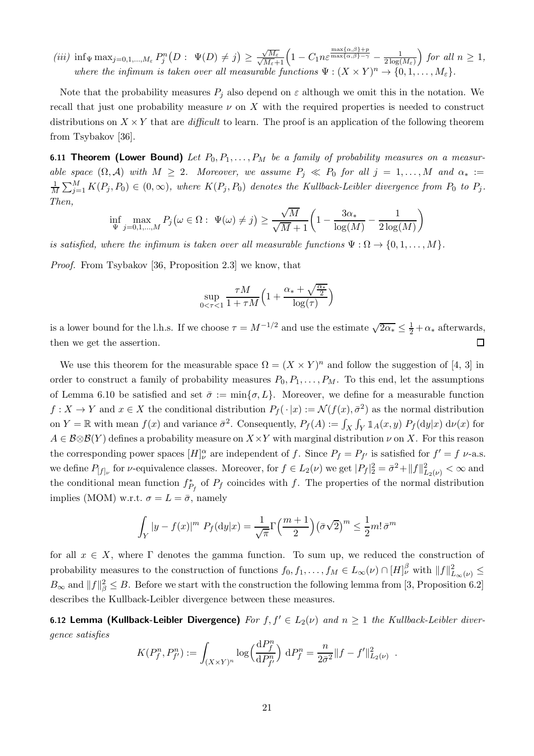*(iii)* $\inf_\Psi \max_{j=0,1,\ldots,M_\varepsilon} P_j^n\big(D:\ \Psi(D)\neq j\big) \geq \frac{\sqrt{M_\varepsilon}}{\sqrt{M_\varepsilon}+1}\Big(1 - C_1 n\varepsilon^{\frac{\max\{\alpha,\beta\}+p}{\max\{\alpha,\beta\}-\gamma}} - \frac{1}{2\log(M_\varepsilon)}\Big)$ *for all* $n\geq 1$, *where the infimum is taken over all measurable functions* $\Psi : (X\times Y)^n \to \{0,1,\ldots,M_\varepsilon\}$.

Note that the probability measures $P_j$ also depend on $\varepsilon$ although we omit this in the notation. We recall that just one probability measure $\nu$ on $X$ with the required properties is needed to construct distributions on $X\times Y$ that are *difficult* to learn. The proof is an application of the following theorem from Tsybakov [36].

**6.11 Theorem (Lower Bound)** *Let $P_0, P_1, \ldots, P_M$ be a family of probability measures on a measurable space $(\Omega,\mathcal{A})$ with $M\geq 2$. Moreover, we assume $P_j \ll P_0$ for all $j=1,\ldots,M$ and $\alpha_* := \frac{1}{M}\sum_{j=1}^M K(P_j,P_0)\in(0,\infty)$, where $K(P_j,P_0)$ denotes the Kullback-Leibler divergence from $P_0$ to $P_j$. Then,*

$$\inf_\Psi \max_{j=0,1,\ldots,M} P_j\big(\omega\in\Omega:\ \Psi(\omega)\neq j\big) \geq \frac{\sqrt{M}}{\sqrt{M}+1}\bigg(1 - \frac{3\alpha_*}{\log(M)} - \frac{1}{2\log(M)}\bigg)$$

*is satisfied, where the infimum is taken over all measurable functions $\Psi:\Omega\to\{0,1,\ldots,M\}$.*

*Proof.* From Tsybakov [36, Proposition 2.3] we know, that

$$\sup_{0<\tau<1} \frac{\tau M}{1+\tau M}\Big(1 + \frac{\alpha_* + \sqrt{\frac{\alpha_*}{2}}}{\log(\tau)}\Big)$$

is a lower bound for the l.h.s. If we choose $\tau = M^{-1/2}$ and use the estimate $\sqrt{2\alpha_*}\leq \frac{1}{2}+\alpha_*$ afterwards, then we get the assertion. $\square$

We use this theorem for the measurable space $\Omega = (X\times Y)^n$ and follow the suggestion of [4, 3] in order to construct a family of probability measures $P_0, P_1, \ldots, P_M$. To this end, let the assumptions of Lemma 6.10 be satisfied and set $\bar\sigma := \min\{\sigma, L\}$. Moreover, we define for a measurable function $f : X\to Y$ and $x\in X$ the conditional distribution $P_f(\,\cdot\,|x) := \mathcal{N}(f(x),\bar\sigma^2)$ as the normal distribution on $Y=\mathbb{R}$ with mean $f(x)$ and variance $\bar\sigma^2$. Consequently, $P_f(A) := \int_X\int_Y \mathbb{1}_A(x,y)\, P_f(\mathrm{d}y|x)\,\mathrm{d}\nu(x)$ for $A\in\mathcal{B}\otimes\mathcal{B}(Y)$ defines a probability measure on $X\times Y$ with marginal distribution $\nu$ on $X$. For this reason the corresponding power spaces $[H]_\nu^\alpha$ are independent of $f$. Since $P_f = P_{f'}$ is satisfied for $f'=f$ $\nu$-a.s. we define $P_{[f]_\nu}$ for $\nu$-equivalence classes. Moreover, for $f\in L_2(\nu)$ we get $|P_f|_2^2 = \bar\sigma^2 + \|f\|_{L_2(\nu)}^2 < \infty$ and the conditional mean function $f_{P_f}^*$ of $P_f$ coincides with $f$. The properties of the normal distribution implies (MOM) w.r.t. $\sigma = L = \bar\sigma$, namely

$$\int_Y |y-f(x)|^m\ P_f(\mathrm{d}y|x) = \frac{1}{\sqrt{\pi}}\Gamma\Big(\frac{m+1}{2}\Big)\big(\bar\sigma\sqrt{2}\big)^m \leq \frac{1}{2}m!\,\bar\sigma^m$$

for all $x\in X$, where $\Gamma$ denotes the gamma function. To sum up, we reduced the construction of probability measures to the construction of functions $f_0, f_1, \ldots, f_M \in L_\infty(\nu)\cap[H]_\nu^\beta$ with $\|f\|_{L_\infty(\nu)}^2 \leq B_\infty$ and $\|f\|_\beta^2\leq B$. Before we start with the construction the following lemma from [3, Proposition 6.2] describes the Kullback-Leibler divergence between these measures.

**6.12 Lemma (Kullback-Leibler Divergence)** *For $f,f'\in L_2(\nu)$ and $n\geq 1$ the Kullback-Leibler divergence satisfies*

$$K(P_f^n, P_{f'}^n) := \int_{(X\times Y)^n} \log\Big(\frac{\mathrm{d}P_f^n}{\mathrm{d}P_{f'}^n}\Big)\ \mathrm{d}P_f^n = \frac{n}{2\bar\sigma^2}\|f-f'\|_{L_2(\nu)}^2\ .$$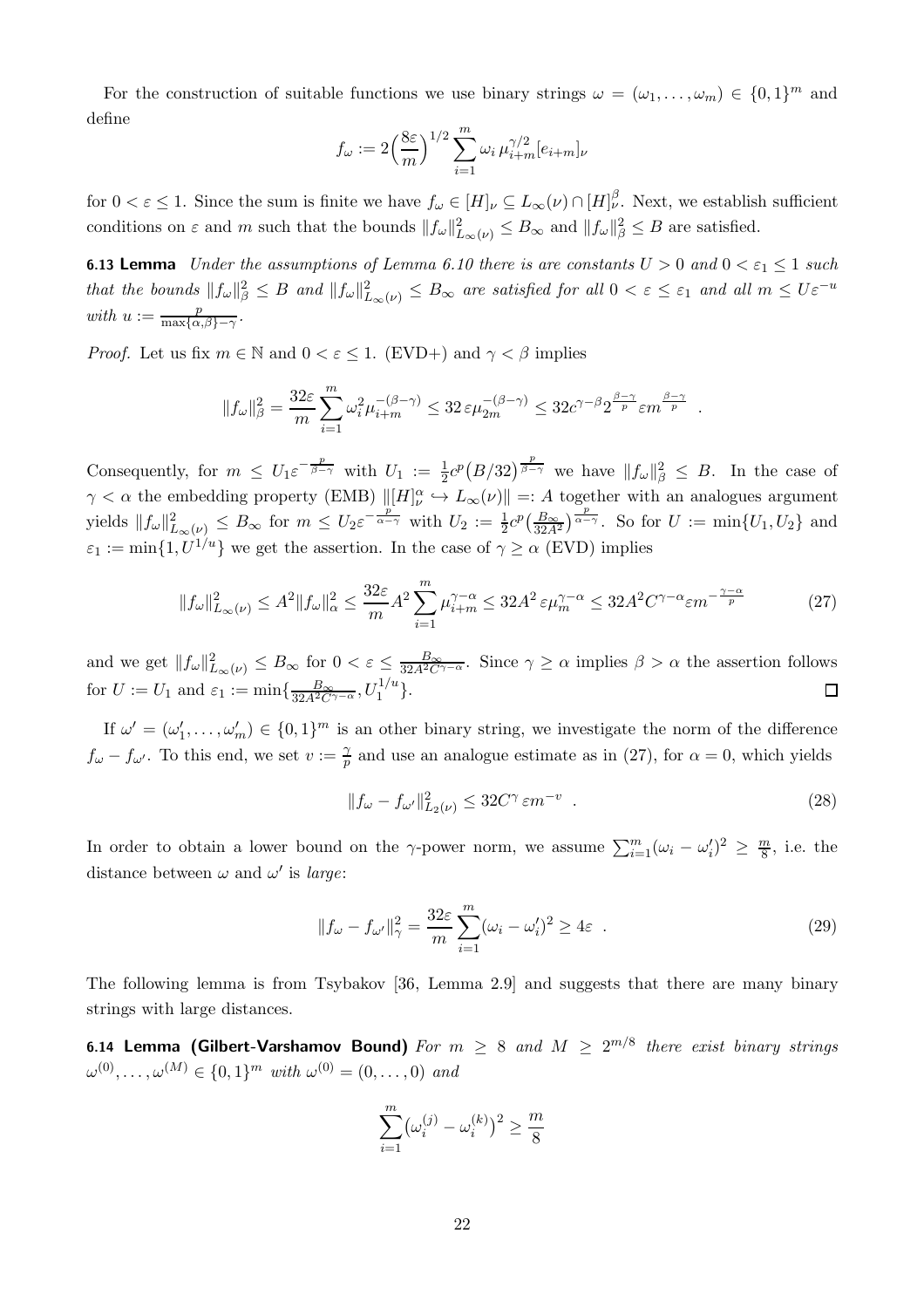For the construction of suitable functions we use binary strings $\omega = (\omega_1, \dots, \omega_m) \in \{0,1\}^m$ and define

$$f_\omega := 2\Big(\frac{8\varepsilon}{m}\Big)^{1/2} \sum_{i=1}^{m} \omega_i \, \mu_{i+m}^{\gamma/2} [e_{i+m}]_\nu$$

for $0 < \varepsilon \le 1$. Since the sum is finite we have $f_\omega \in [H]_\nu \subseteq L_\infty(\nu) \cap [H]_\nu^\beta$. Next, we establish sufficient conditions on $\varepsilon$ and $m$ such that the bounds $\|f_\omega\|^2_{L_\infty(\nu)} \le B_\infty$ and $\|f_\omega\|_\beta^2 \le B$ are satisfied.

**6.13 Lemma** *Under the assumptions of Lemma 6.10 there is are constants $U > 0$ and $0 < \varepsilon_1 \le 1$ such that the bounds $\|f_\omega\|_\beta^2 \le B$ and $\|f_\omega\|^2_{L_\infty(\nu)} \le B_\infty$ are satisfied for all $0 < \varepsilon \le \varepsilon_1$ and all $m \le U \varepsilon^{-u}$ with $u := \frac{p}{\max\{\alpha,\beta\} - \gamma}$.*

*Proof.* Let us fix $m \in \mathbb{N}$ and $0 < \varepsilon \le 1$. (EVD+) and $\gamma < \beta$ implies

$$\|f_\omega\|_\beta^2 = \frac{32\varepsilon}{m} \sum_{i=1}^{m} \omega_i^2 \mu_{i+m}^{-(\beta-\gamma)} \le 32\, \varepsilon \mu_{2m}^{-(\beta-\gamma)} \le 32 c^{\gamma-\beta} 2^{\frac{\beta-\gamma}{p}} \varepsilon m^{\frac{\beta-\gamma}{p}} \ .$$

Consequently, for $m \le U_1 \varepsilon^{-\frac{p}{\beta-\gamma}}$ with $U_1 := \frac{1}{2} c^p \big(B/32\big)^{\frac{p}{\beta-\gamma}}$ we have $\|f_\omega\|_\beta^2 \le B$. In the case of $\gamma < \alpha$ the embedding property (EMB) $\|[H]_\nu^\alpha \hookrightarrow L_\infty(\nu)\| =: A$ together with an analogues argument yields $\|f_\omega\|^2_{L_\infty(\nu)} \le B_\infty$ for $m \le U_2 \varepsilon^{-\frac{p}{\alpha-\gamma}}$ with $U_2 := \frac{1}{2} c^p \big(\frac{B_\infty}{32A^2}\big)^{\frac{p}{\alpha-\gamma}}$. So for $U := \min\{U_1, U_2\}$ and $\varepsilon_1 := \min\{1, U^{1/u}\}$ we get the assertion. In the case of $\gamma \ge \alpha$ (EVD) implies

$$\|f_\omega\|^2_{L_\infty(\nu)} \le A^2 \|f_\omega\|_\alpha^2 \le \frac{32\varepsilon}{m} A^2 \sum_{i=1}^{m} \mu_{i+m}^{\gamma-\alpha} \le 32 A^2 \, \varepsilon \mu_m^{\gamma-\alpha} \le 32 A^2 C^{\gamma-\alpha} \varepsilon m^{-\frac{\gamma-\alpha}{p}} \tag{27}$$

and we get $\|f_\omega\|^2_{L_\infty(\nu)} \le B_\infty$ for $0 < \varepsilon \le \frac{B_\infty}{32A^2 C^{\gamma-\alpha}}$. Since $\gamma \ge \alpha$ implies $\beta > \alpha$ the assertion follows for $U := U_1$ and $\varepsilon_1 := \min\{\frac{B_\infty}{32A^2C^{\gamma-\alpha}}, U_1^{1/u}\}$. $\square$

If $\omega' = (\omega'_1, \dots, \omega'_m) \in \{0,1\}^m$ is an other binary string, we investigate the norm of the difference $f_\omega - f_{\omega'}$. To this end, we set $v := \frac{\gamma}{p}$ and use an analogue estimate as in (27), for $\alpha = 0$, which yields

$$\|f_\omega - f_{\omega'}\|^2_{L_2(\nu)} \le 32 C^\gamma \, \varepsilon m^{-v} \ . \tag{28}$$

In order to obtain a lower bound on the $\gamma$-power norm, we assume $\sum_{i=1}^m (\omega_i - \omega'_i)^2 \ge \frac{m}{8}$, i.e. the distance between $\omega$ and $\omega'$ is *large*:

$$\|f_\omega - f_{\omega'}\|_\gamma^2 = \frac{32\varepsilon}{m} \sum_{i=1}^{m} (\omega_i - \omega'_i)^2 \ge 4\varepsilon \ . \tag{29}$$

The following lemma is from Tsybakov [36, Lemma 2.9] and suggests that there are many binary strings with large distances.

**6.14 Lemma (Gilbert-Varshamov Bound)** *For $m \ge 8$ and $M \ge 2^{m/8}$ there exist binary strings $\omega^{(0)}, \dots, \omega^{(M)} \in \{0,1\}^m$ with $\omega^{(0)} = (0, \dots, 0)$ and*

$$\sum_{i=1}^{m} \big(\omega_i^{(j)} - \omega_i^{(k)}\big)^2 \ge \frac{m}{8}$$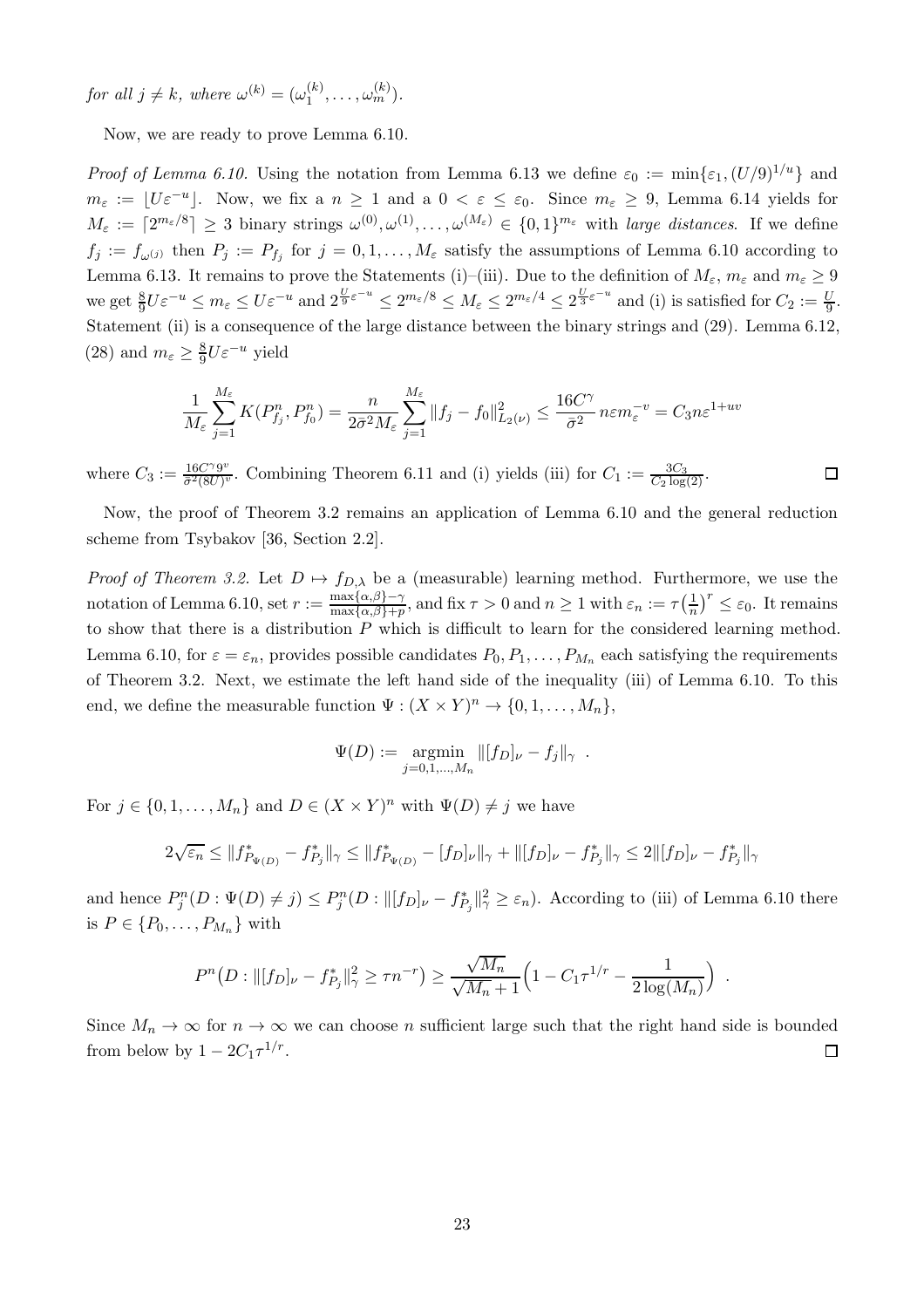*for all $j \neq k$, where $\omega^{(k)} = (\omega_1^{(k)}, \ldots, \omega_m^{(k)})$.*

Now, we are ready to prove Lemma 6.10.

*Proof of Lemma 6.10.* Using the notation from Lemma 6.13 we define $\varepsilon_0 := \min\{\varepsilon_1, (U/9)^{1/u}\}$ and $m_\varepsilon := \lfloor U\varepsilon^{-u} \rfloor$. Now, we fix a $n \geq 1$ and a $0 < \varepsilon \leq \varepsilon_0$. Since $m_\varepsilon \geq 9$, Lemma 6.14 yields for $M_\varepsilon := \lceil 2^{m_\varepsilon/8} \rceil \geq 3$ binary strings $\omega^{(0)}, \omega^{(1)}, \ldots, \omega^{(M_\varepsilon)} \in \{0,1\}^{m_\varepsilon}$ with *large distances*. If we define $f_j := f_{\omega^{(j)}}$ then $P_j := P_{f_j}$ for $j = 0, 1, \ldots, M_\varepsilon$ satisfy the assumptions of Lemma 6.10 according to Lemma 6.13. It remains to prove the Statements (i)–(iii). Due to the definition of $M_\varepsilon$, $m_\varepsilon$ and $m_\varepsilon \geq 9$ we get $\frac{8}{9}U\varepsilon^{-u} \leq m_\varepsilon \leq U\varepsilon^{-u}$ and $2^{\frac{U}{9}\varepsilon^{-u}} \leq 2^{m_\varepsilon/8} \leq M_\varepsilon \leq 2^{m_\varepsilon/4} \leq 2^{\frac{U}{3}\varepsilon^{-u}}$ and (i) is satisfied for $C_2 := \frac{U}{9}$. Statement (ii) is a consequence of the large distance between the binary strings and (29). Lemma 6.12, (28) and $m_\varepsilon \geq \frac{8}{9}U\varepsilon^{-u}$ yield

$$\frac{1}{M_\varepsilon}\sum_{j=1}^{M_\varepsilon} K(P_{f_j}^n, P_{f_0}^n) = \frac{n}{2\bar{\sigma}^2 M_\varepsilon}\sum_{j=1}^{M_\varepsilon} \|f_j - f_0\|_{L_2(\nu)}^2 \leq \frac{16C^\gamma}{\bar{\sigma}^2}\, n\varepsilon m_\varepsilon^{-v} = C_3 n\varepsilon^{1+uv}$$

where $C_3 := \frac{16C^\gamma 9^v}{\bar{\sigma}^2 (8U)^v}$. Combining Theorem 6.11 and (i) yields (iii) for $C_1 := \frac{3C_3}{C_2 \log(2)}$. $\square$

Now, the proof of Theorem 3.2 remains an application of Lemma 6.10 and the general reduction scheme from Tsybakov [36, Section 2.2].

*Proof of Theorem 3.2.* Let $D \mapsto f_{D,\lambda}$ be a (measurable) learning method. Furthermore, we use the notation of Lemma 6.10, set $r := \frac{\max\{\alpha,\beta\}-\gamma}{\max\{\alpha,\beta\}+p}$, and fix $\tau > 0$ and $n \geq 1$ with $\varepsilon_n := \tau\left(\frac{1}{n}\right)^r \leq \varepsilon_0$. It remains to show that there is a distribution $P$ which is difficult to learn for the considered learning method. Lemma 6.10, for $\varepsilon = \varepsilon_n$, provides possible candidates $P_0, P_1, \ldots, P_{M_n}$ each satisfying the requirements of Theorem 3.2. Next, we estimate the left hand side of the inequality (iii) of Lemma 6.10. To this end, we define the measurable function $\Psi : (X \times Y)^n \to \{0, 1, \ldots, M_n\}$,

$$\Psi(D) := \operatorname*{argmin}_{j=0,1,\ldots,M_n} \|[f_D]_\nu - f_j\|_\gamma \ .$$

For $j \in \{0, 1, \ldots, M_n\}$ and $D \in (X \times Y)^n$ with $\Psi(D) \neq j$ we have

$$2\sqrt{\varepsilon_n} \leq \|f_{P_{\Psi(D)}}^* - f_{P_j}^*\|_\gamma \leq \|f_{P_{\Psi(D)}}^* - [f_D]_\nu\|_\gamma + \|[f_D]_\nu - f_{P_j}^*\|_\gamma \leq 2\|[f_D]_\nu - f_{P_j}^*\|_\gamma$$

and hence $P_j^n(D : \Psi(D) \neq j) \leq P_j^n(D : \|[f_D]_\nu - f_{P_j}^*\|_\gamma^2 \geq \varepsilon_n)$. According to (iii) of Lemma 6.10 there is $P \in \{P_0, \ldots, P_{M_n}\}$ with

$$P^n\big(D : \|[f_D]_\nu - f_{P_j}^*\|_\gamma^2 \geq \tau n^{-r}\big) \geq \frac{\sqrt{M_n}}{\sqrt{M_n}+1}\Big(1 - C_1\tau^{1/r} - \frac{1}{2\log(M_n)}\Big) \ .$$

Since $M_n \to \infty$ for $n \to \infty$ we can choose $n$ sufficient large such that the right hand side is bounded from below by $1 - 2C_1\tau^{1/r}$. $\square$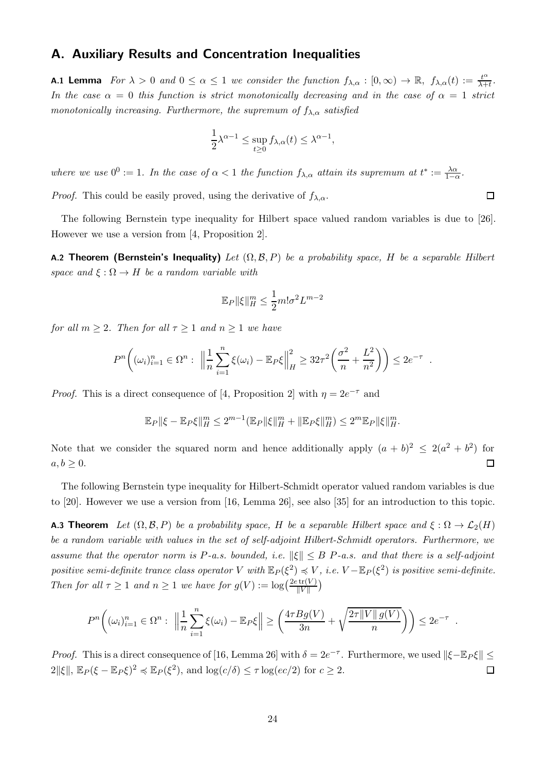## A. Auxiliary Results and Concentration Inequalities

**A.1 Lemma** *For $\lambda > 0$ and $0 \leq \alpha \leq 1$ we consider the function $f_{\lambda,\alpha} : [0, \infty) \to \mathbb{R}$, $f_{\lambda,\alpha}(t) := \frac{t^\alpha}{\lambda+t}$. In the case $\alpha = 0$ this function is strict monotonically decreasing and in the case of $\alpha = 1$ strict monotonically increasing. Furthermore, the supremum of $f_{\lambda,\alpha}$ satisfied*

$$\frac{1}{2}\lambda^{\alpha-1} \leq \sup_{t\geq 0} f_{\lambda,\alpha}(t) \leq \lambda^{\alpha-1},$$

*where we use $0^0 := 1$. In the case of $\alpha < 1$ the function $f_{\lambda,\alpha}$ attain its supremum at $t^* := \frac{\lambda\alpha}{1-\alpha}$.*

*Proof.* This could be easily proved, using the derivative of $f_{\lambda,\alpha}$. □

The following Bernstein type inequality for Hilbert space valued random variables is due to [26]. However we use a version from [4, Proposition 2].

**A.2 Theorem (Bernstein's Inequality)** *Let $(\Omega, \mathcal{B}, P)$ be a probability space, $H$ be a separable Hilbert space and $\xi : \Omega \to H$ be a random variable with*

$$\mathbb{E}_P \|\xi\|_H^m \leq \frac{1}{2} m! \sigma^2 L^{m-2}$$

*for all $m \geq 2$. Then for all $\tau \geq 1$ and $n \geq 1$ we have*

$$P^n\bigg( (\omega_i)_{i=1}^n \in \Omega^n : \ \Big\| \frac{1}{n} \sum_{i=1}^n \xi(\omega_i) - \mathbb{E}_P \xi \Big\|_H^2 \geq 32\tau^2 \Big( \frac{\sigma^2}{n} + \frac{L^2}{n^2} \Big) \bigg) \leq 2e^{-\tau} \ .$$

*Proof.* This is a direct consequence of [4, Proposition 2] with $\eta = 2e^{-\tau}$ and

$$\mathbb{E}_P \|\xi - \mathbb{E}_P\xi\|_H^m \leq 2^{m-1}(\mathbb{E}_P\|\xi\|_H^m + \|\mathbb{E}_P\xi\|_H^m) \leq 2^m \mathbb{E}_P \|\xi\|_H^m.$$

Note that we consider the squared norm and hence additionally apply $(a + b)^2 \leq 2(a^2 + b^2)$ for $a, b \geq 0$. □

The following Bernstein type inequality for Hilbert-Schmidt operator valued random variables is due to [20]. However we use a version from [16, Lemma 26], see also [35] for an introduction to this topic.

**A.3 Theorem** *Let $(\Omega, \mathcal{B}, P)$ be a probability space, $H$ be a separable Hilbert space and $\xi : \Omega \to \mathcal{L}_2(H)$ be a random variable with values in the set of self-adjoint Hilbert-Schmidt operators. Furthermore, we assume that the operator norm is $P$-a.s. bounded, i.e. $\|\xi\| \leq B$ $P$-a.s. and that there is a self-adjoint positive semi-definite trance class operator $V$ with $\mathbb{E}_P(\xi^2) \preccurlyeq V$, i.e. $V - \mathbb{E}_P(\xi^2)$ is positive semi-definite. Then for all $\tau \geq 1$ and $n \geq 1$ we have for $g(V) := \log\big(\frac{2e \operatorname{tr}(V)}{\|V\|}\big)$*

$$P^n\bigg( (\omega_i)_{i=1}^n \in \Omega^n : \ \Big\| \frac{1}{n} \sum_{i=1}^n \xi(\omega_i) - \mathbb{E}_P \xi \Big\| \geq \bigg( \frac{4\tau B g(V)}{3n} + \sqrt{\frac{2\tau \|V\|\, g(V)}{n}} \bigg) \bigg) \leq 2e^{-\tau} \ .$$

*Proof.* This is a direct consequence of [16, Lemma 26] with $\delta = 2e^{-\tau}$. Furthermore, we used $\|\xi - \mathbb{E}_P\xi\| \leq 2\|\xi\|$, $\mathbb{E}_P(\xi - \mathbb{E}_P\xi)^2 \preccurlyeq \mathbb{E}_P(\xi^2)$, and $\log(c/\delta) \leq \tau \log(ec/2)$ for $c \geq 2$. □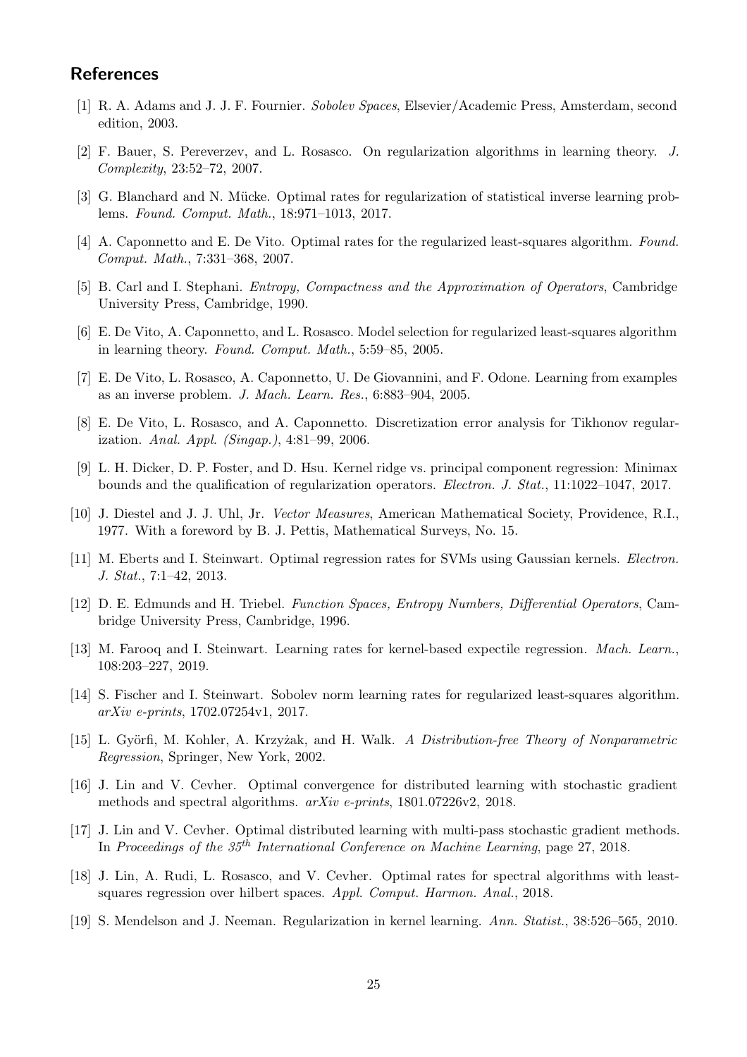## References

[1] R. A. Adams and J. J. F. Fournier. *Sobolev Spaces*, Elsevier/Academic Press, Amsterdam, second edition, 2003.

[2] F. Bauer, S. Pereverzev, and L. Rosasco. On regularization algorithms in learning theory. *J. Complexity*, 23:52–72, 2007.

[3] G. Blanchard and N. Mücke. Optimal rates for regularization of statistical inverse learning problems. *Found. Comput. Math.*, 18:971–1013, 2017.

[4] A. Caponnetto and E. De Vito. Optimal rates for the regularized least-squares algorithm. *Found. Comput. Math.*, 7:331–368, 2007.

[5] B. Carl and I. Stephani. *Entropy, Compactness and the Approximation of Operators*, Cambridge University Press, Cambridge, 1990.

[6] E. De Vito, A. Caponnetto, and L. Rosasco. Model selection for regularized least-squares algorithm in learning theory. *Found. Comput. Math.*, 5:59–85, 2005.

[7] E. De Vito, L. Rosasco, A. Caponnetto, U. De Giovannini, and F. Odone. Learning from examples as an inverse problem. *J. Mach. Learn. Res.*, 6:883–904, 2005.

[8] E. De Vito, L. Rosasco, and A. Caponnetto. Discretization error analysis for Tikhonov regularization. *Anal. Appl. (Singap.)*, 4:81–99, 2006.

[9] L. H. Dicker, D. P. Foster, and D. Hsu. Kernel ridge vs. principal component regression: Minimax bounds and the qualification of regularization operators. *Electron. J. Stat.*, 11:1022–1047, 2017.

[10] J. Diestel and J. J. Uhl, Jr. *Vector Measures*, American Mathematical Society, Providence, R.I., 1977. With a foreword by B. J. Pettis, Mathematical Surveys, No. 15.

[11] M. Eberts and I. Steinwart. Optimal regression rates for SVMs using Gaussian kernels. *Electron. J. Stat.*, 7:1–42, 2013.

[12] D. E. Edmunds and H. Triebel. *Function Spaces, Entropy Numbers, Differential Operators*, Cambridge University Press, Cambridge, 1996.

[13] M. Farooq and I. Steinwart. Learning rates for kernel-based expectile regression. *Mach. Learn.*, 108:203–227, 2019.

[14] S. Fischer and I. Steinwart. Sobolev norm learning rates for regularized least-squares algorithm. *arXiv e-prints*, 1702.07254v1, 2017.

[15] L. Györfi, M. Kohler, A. Krzyżak, and H. Walk. *A Distribution-free Theory of Nonparametric Regression*, Springer, New York, 2002.

[16] J. Lin and V. Cevher. Optimal convergence for distributed learning with stochastic gradient methods and spectral algorithms. *arXiv e-prints*, 1801.07226v2, 2018.

[17] J. Lin and V. Cevher. Optimal distributed learning with multi-pass stochastic gradient methods. In *Proceedings of the 35th International Conference on Machine Learning*, page 27, 2018.

[18] J. Lin, A. Rudi, L. Rosasco, and V. Cevher. Optimal rates for spectral algorithms with least-squares regression over hilbert spaces. *Appl. Comput. Harmon. Anal.*, 2018.

[19] S. Mendelson and J. Neeman. Regularization in kernel learning. *Ann. Statist.*, 38:526–565, 2010.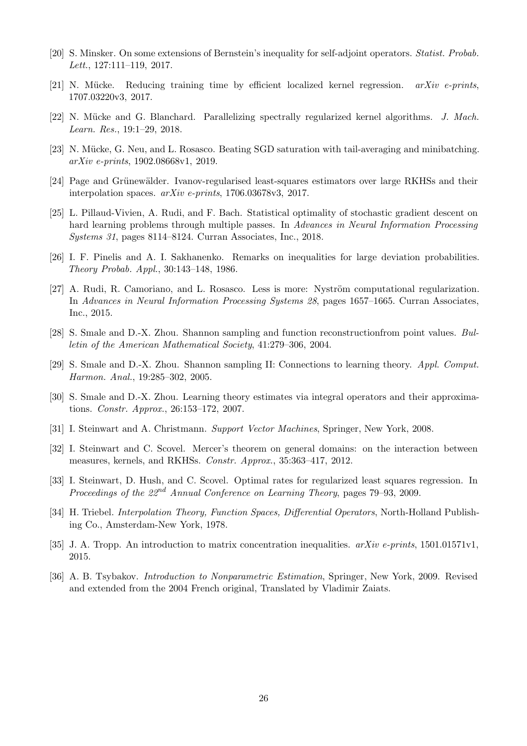[20] S. Minsker. On some extensions of Bernstein's inequality for self-adjoint operators. *Statist. Probab. Lett.*, 127:111–119, 2017.

[21] N. Mücke. Reducing training time by efficient localized kernel regression. *arXiv e-prints*, 1707.03220v3, 2017.

[22] N. Mücke and G. Blanchard. Parallelizing spectrally regularized kernel algorithms. *J. Mach. Learn. Res.*, 19:1–29, 2018.

[23] N. Mücke, G. Neu, and L. Rosasco. Beating SGD saturation with tail-averaging and minibatching. *arXiv e-prints*, 1902.08668v1, 2019.

[24] Page and Grünewälder. Ivanov-regularised least-squares estimators over large RKHSs and their interpolation spaces. *arXiv e-prints*, 1706.03678v3, 2017.

[25] L. Pillaud-Vivien, A. Rudi, and F. Bach. Statistical optimality of stochastic gradient descent on hard learning problems through multiple passes. In *Advances in Neural Information Processing Systems 31*, pages 8114–8124. Curran Associates, Inc., 2018.

[26] I. F. Pinelis and A. I. Sakhanenko. Remarks on inequalities for large deviation probabilities. *Theory Probab. Appl.*, 30:143–148, 1986.

[27] A. Rudi, R. Camoriano, and L. Rosasco. Less is more: Nyström computational regularization. In *Advances in Neural Information Processing Systems 28*, pages 1657–1665. Curran Associates, Inc., 2015.

[28] S. Smale and D.-X. Zhou. Shannon sampling and function reconstructionfrom point values. *Bulletin of the American Mathematical Society*, 41:279–306, 2004.

[29] S. Smale and D.-X. Zhou. Shannon sampling II: Connections to learning theory. *Appl. Comput. Harmon. Anal.*, 19:285–302, 2005.

[30] S. Smale and D.-X. Zhou. Learning theory estimates via integral operators and their approximations. *Constr. Approx.*, 26:153–172, 2007.

[31] I. Steinwart and A. Christmann. *Support Vector Machines*, Springer, New York, 2008.

[32] I. Steinwart and C. Scovel. Mercer's theorem on general domains: on the interaction between measures, kernels, and RKHSs. *Constr. Approx.*, 35:363–417, 2012.

[33] I. Steinwart, D. Hush, and C. Scovel. Optimal rates for regularized least squares regression. In *Proceedings of the $22^{nd}$ Annual Conference on Learning Theory*, pages 79–93, 2009.

[34] H. Triebel. *Interpolation Theory, Function Spaces, Differential Operators*, North-Holland Publishing Co., Amsterdam-New York, 1978.

[35] J. A. Tropp. An introduction to matrix concentration inequalities. *arXiv e-prints*, 1501.01571v1, 2015.

[36] A. B. Tsybakov. *Introduction to Nonparametric Estimation*, Springer, New York, 2009. Revised and extended from the 2004 French original, Translated by Vladimir Zaiats.